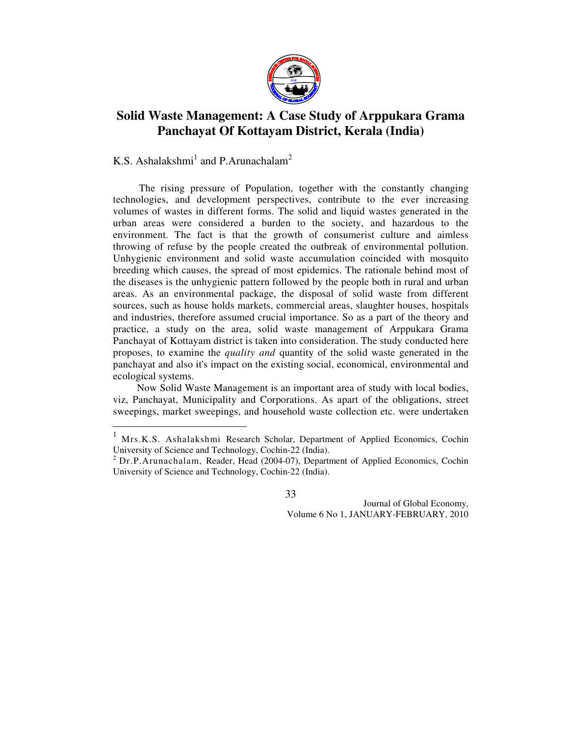# Solid Waste Management: A Case Study of Arppukara Grama Panchayat Of Kottayam District, Kerala (India)

K.S. Ashalakshmi[1] and P.Arunachalam[2]

The rising pressure of Population, together with the constantly changing technologies, and development perspectives, contribute to the ever increasing volumes of wastes in different forms. The solid and liquid wastes generated in the urban areas were considered a burden to the society, and hazardous to the environment. The fact is that the growth of consumerist culture and aimless throwing of refuse by the people created the outbreak of environmental pollution. Unhygienic environment and solid waste accumulation coincided with mosquito breeding which causes, the spread of most epidemics. The rationale behind most of the diseases is the unhygienic pattern followed by the people both in rural and urban areas. As an environmental package, the disposal of solid waste from different sources, such as house holds markets, commercial areas, slaughter houses, hospitals and industries, therefore assumed crucial importance. So as a part of the theory and practice, a study on the area, solid waste management of Arppukara Grama Panchayat of Kottayam district is taken into consideration. The study conducted here proposes, to examine the *quality and* quantity of the solid waste generated in the panchayat and also it's impact on the existing social, economical, environmental and ecological systems.

Now Solid Waste Management is an important area of study with local bodies, viz, Panchayat, Municipality and Corporations. As apart of the obligations, street sweepings, market sweepings, and household waste collection etc. were undertaken

---

[1] Mrs.K.S. Ashalakshmi Research Scholar, Department of Applied Economics, Cochin University of Science and Technology, Cochin-22 (India).

[2] Dr.P.Arunachalam, Reader, Head (2004-07), Department of Applied Economics, Cochin University of Science and Technology, Cochin-22 (India).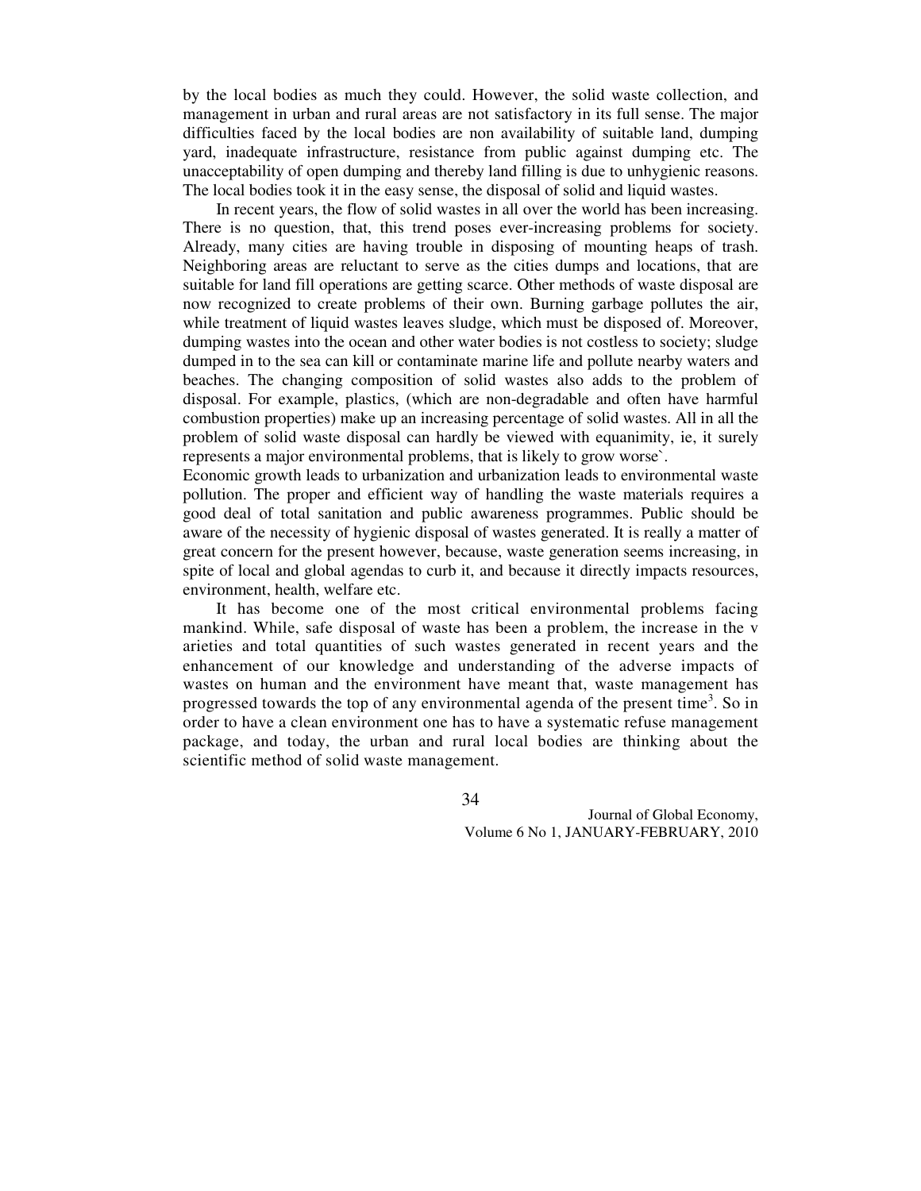by the local bodies as much they could. However, the solid waste collection, and management in urban and rural areas are not satisfactory in its full sense. The major difficulties faced by the local bodies are non availability of suitable land, dumping yard, inadequate infrastructure, resistance from public against dumping etc. The unacceptability of open dumping and thereby land filling is due to unhygienic reasons. The local bodies took it in the easy sense, the disposal of solid and liquid wastes.

In recent years, the flow of solid wastes in all over the world has been increasing. There is no question, that, this trend poses ever-increasing problems for society. Already, many cities are having trouble in disposing of mounting heaps of trash. Neighboring areas are reluctant to serve as the cities dumps and locations, that are suitable for land fill operations are getting scarce. Other methods of waste disposal are now recognized to create problems of their own. Burning garbage pollutes the air, while treatment of liquid wastes leaves sludge, which must be disposed of. Moreover, dumping wastes into the ocean and other water bodies is not costless to society; sludge dumped in to the sea can kill or contaminate marine life and pollute nearby waters and beaches. The changing composition of solid wastes also adds to the problem of disposal. For example, plastics, (which are non-degradable and often have harmful combustion properties) make up an increasing percentage of solid wastes. All in all the problem of solid waste disposal can hardly be viewed with equanimity, ie, it surely represents a major environmental problems, that is likely to grow worse`.

Economic growth leads to urbanization and urbanization leads to environmental waste pollution. The proper and efficient way of handling the waste materials requires a good deal of total sanitation and public awareness programmes. Public should be aware of the necessity of hygienic disposal of wastes generated. It is really a matter of great concern for the present however, because, waste generation seems increasing, in spite of local and global agendas to curb it, and because it directly impacts resources, environment, health, welfare etc.

It has become one of the most critical environmental problems facing mankind. While, safe disposal of waste has been a problem, the increase in the v arieties and total quantities of such wastes generated in recent years and the enhancement of our knowledge and understanding of the adverse impacts of wastes on human and the environment have meant that, waste management has progressed towards the top of any environmental agenda of the present time[3]. So in order to have a clean environment one has to have a systematic refuse management package, and today, the urban and rural local bodies are thinking about the scientific method of solid waste management.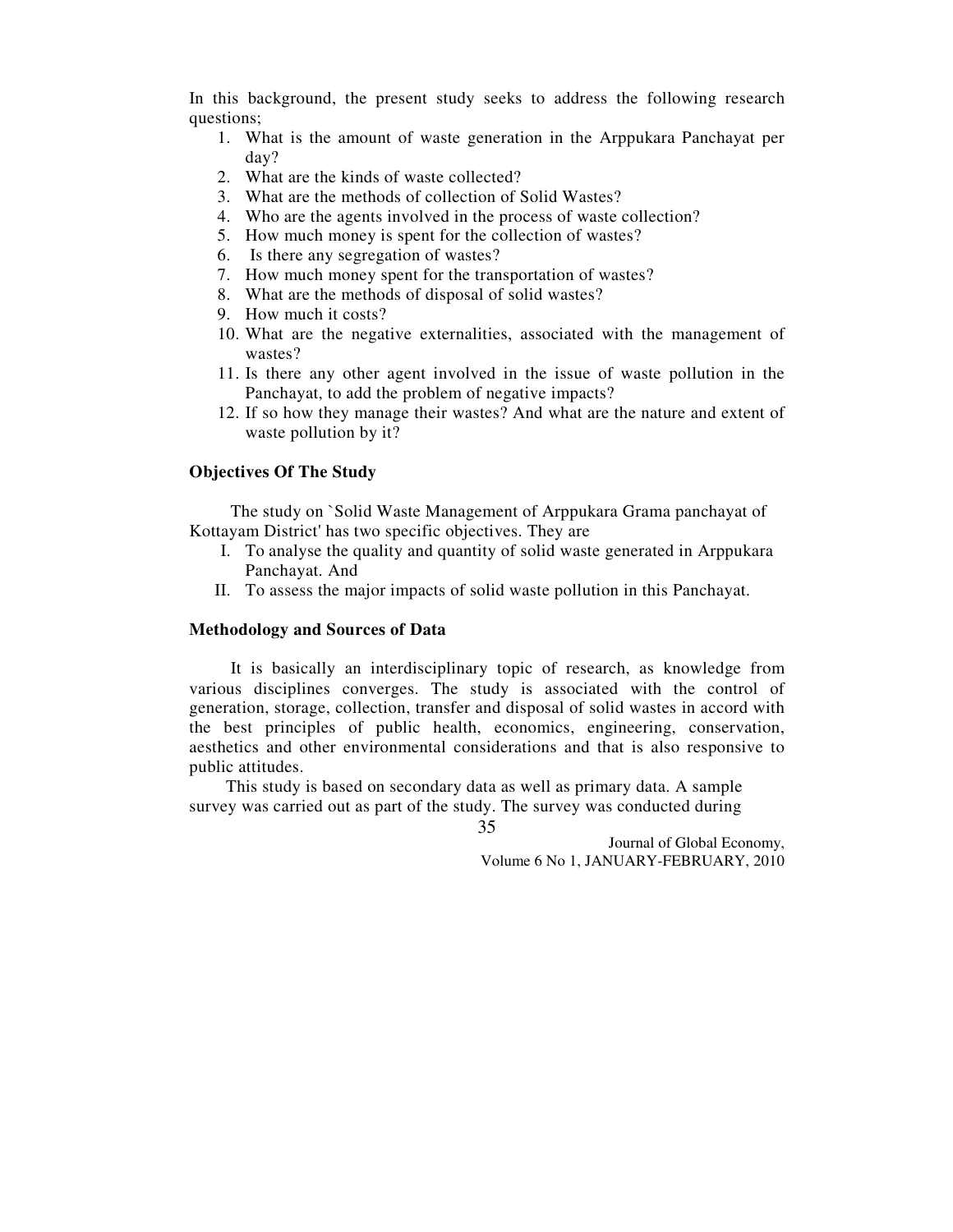In this background, the present study seeks to address the following research questions;

1. What is the amount of waste generation in the Arppukara Panchayat per day?
2. What are the kinds of waste collected?
3. What are the methods of collection of Solid Wastes?
4. Who are the agents involved in the process of waste collection?
5. How much money is spent for the collection of wastes?
6. Is there any segregation of wastes?
7. How much money spent for the transportation of wastes?
8. What are the methods of disposal of solid wastes?
9. How much it costs?
10. What are the negative externalities, associated with the management of wastes?
11. Is there any other agent involved in the issue of waste pollution in the Panchayat, to add the problem of negative impacts?
12. If so how they manage their wastes? And what are the nature and extent of waste pollution by it?

### Objectives Of The Study

The study on `Solid Waste Management of Arppukara Grama panchayat of Kottayam District' has two specific objectives. They are

I. To analyse the quality and quantity of solid waste generated in Arppukara Panchayat. And
II. To assess the major impacts of solid waste pollution in this Panchayat.

### Methodology and Sources of Data

It is basically an interdisciplinary topic of research, as knowledge from various disciplines converges. The study is associated with the control of generation, storage, collection, transfer and disposal of solid wastes in accord with the best principles of public health, economics, engineering, conservation, aesthetics and other environmental considerations and that is also responsive to public attitudes.

This study is based on secondary data as well as primary data. A sample survey was carried out as part of the study. The survey was conducted during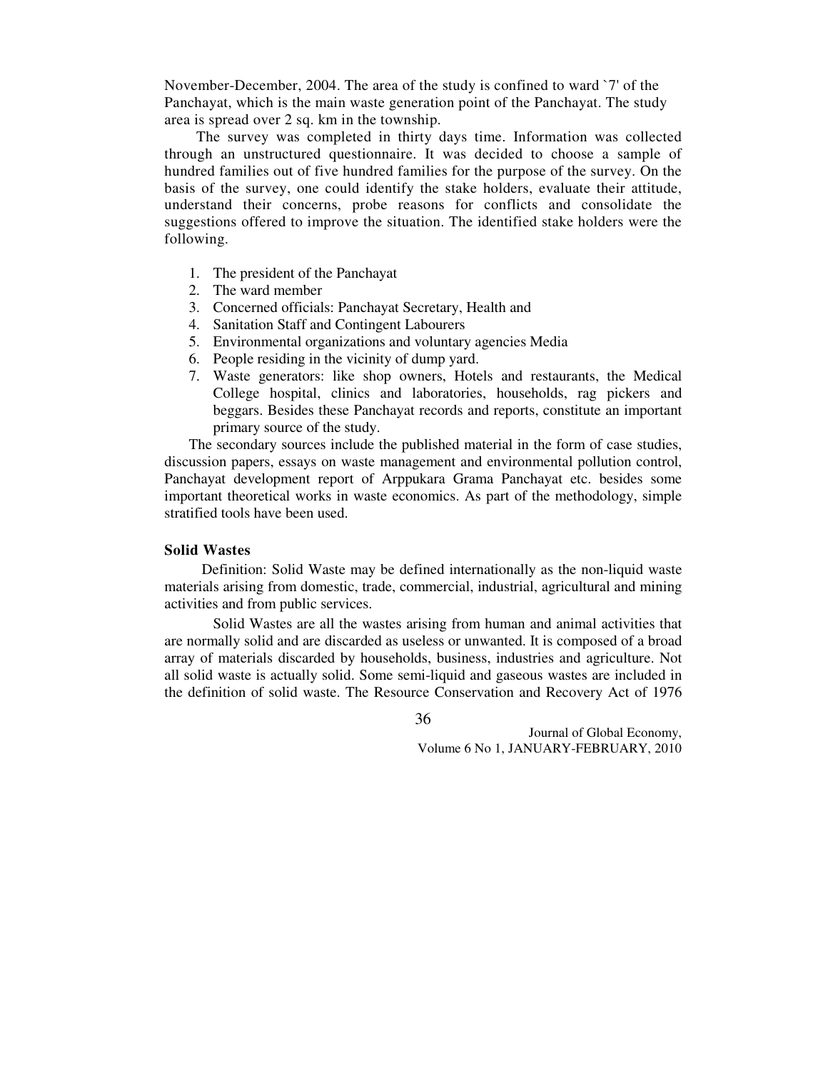November-December, 2004. The area of the study is confined to ward `7' of the Panchayat, which is the main waste generation point of the Panchayat. The study area is spread over 2 sq. km in the township.

The survey was completed in thirty days time. Information was collected through an unstructured questionnaire. It was decided to choose a sample of hundred families out of five hundred families for the purpose of the survey. On the basis of the survey, one could identify the stake holders, evaluate their attitude, understand their concerns, probe reasons for conflicts and consolidate the suggestions offered to improve the situation. The identified stake holders were the following.

1. The president of the Panchayat
2. The ward member
3. Concerned officials: Panchayat Secretary, Health and
4. Sanitation Staff and Contingent Labourers
5. Environmental organizations and voluntary agencies Media
6. People residing in the vicinity of dump yard.
7. Waste generators: like shop owners, Hotels and restaurants, the Medical College hospital, clinics and laboratories, households, rag pickers and beggars. Besides these Panchayat records and reports, constitute an important primary source of the study.

The secondary sources include the published material in the form of case studies, discussion papers, essays on waste management and environmental pollution control, Panchayat development report of Arppukara Grama Panchayat etc. besides some important theoretical works in waste economics. As part of the methodology, simple stratified tools have been used.

### Solid Wastes

Definition: Solid Waste may be defined internationally as the non-liquid waste materials arising from domestic, trade, commercial, industrial, agricultural and mining activities and from public services.

Solid Wastes are all the wastes arising from human and animal activities that are normally solid and are discarded as useless or unwanted. It is composed of a broad array of materials discarded by households, business, industries and agriculture. Not all solid waste is actually solid. Some semi-liquid and gaseous wastes are included in the definition of solid waste. The Resource Conservation and Recovery Act of 1976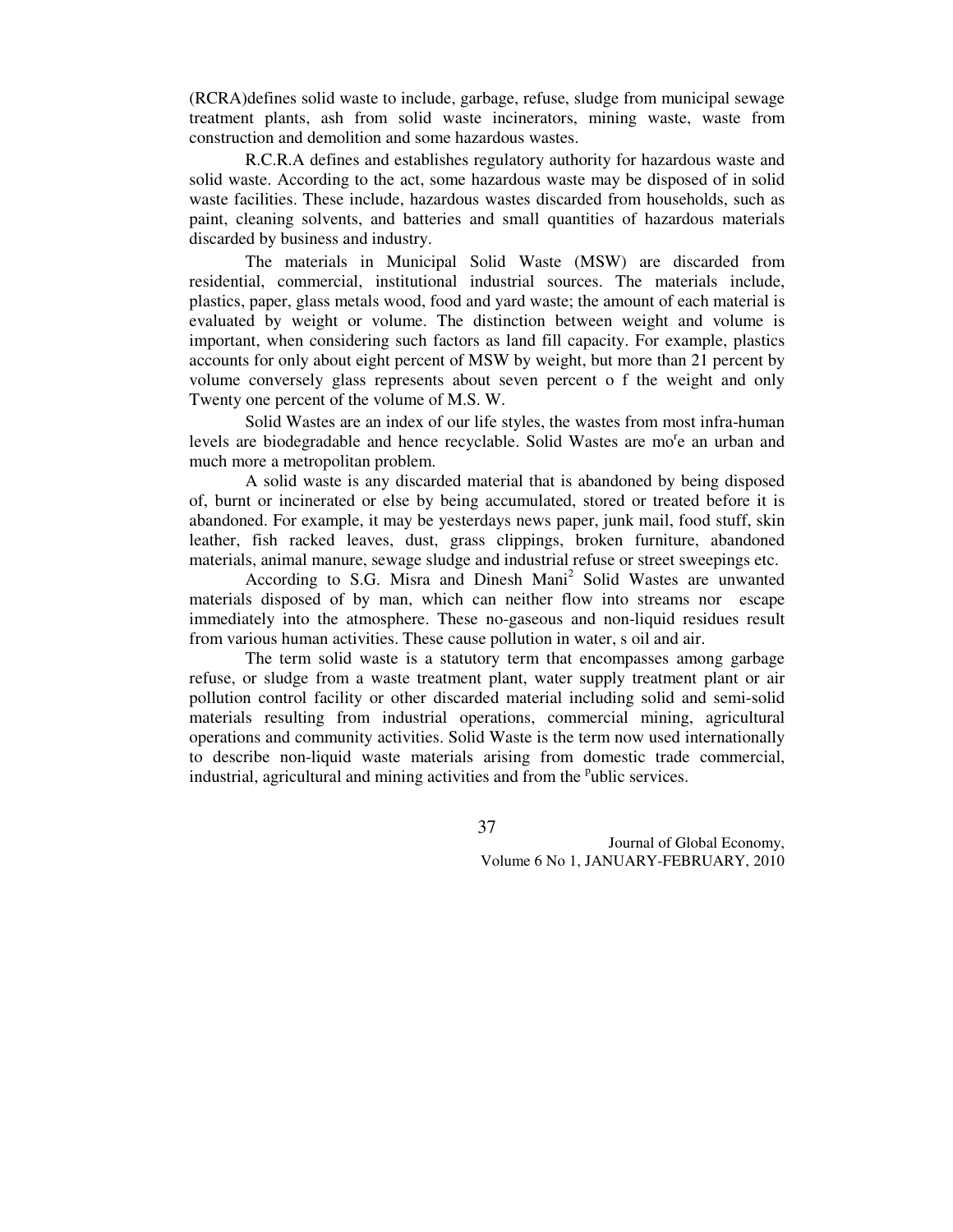(RCRA)defines solid waste to include, garbage, refuse, sludge from municipal sewage treatment plants, ash from solid waste incinerators, mining waste, waste from construction and demolition and some hazardous wastes.

R.C.R.A defines and establishes regulatory authority for hazardous waste and solid waste. According to the act, some hazardous waste may be disposed of in solid waste facilities. These include, hazardous wastes discarded from households, such as paint, cleaning solvents, and batteries and small quantities of hazardous materials discarded by business and industry.

The materials in Municipal Solid Waste (MSW) are discarded from residential, commercial, institutional industrial sources. The materials include, plastics, paper, glass metals wood, food and yard waste; the amount of each material is evaluated by weight or volume. The distinction between weight and volume is important, when considering such factors as land fill capacity. For example, plastics accounts for only about eight percent of MSW by weight, but more than 21 percent by volume conversely glass represents about seven percent o f the weight and only Twenty one percent of the volume of M.S. W.

Solid Wastes are an index of our life styles, the wastes from most infra-human levels are biodegradable and hence recyclable. Solid Wastes are more an urban and much more a metropolitan problem.

A solid waste is any discarded material that is abandoned by being disposed of, burnt or incinerated or else by being accumulated, stored or treated before it is abandoned. For example, it may be yesterdays news paper, junk mail, food stuff, skin leather, fish racked leaves, dust, grass clippings, broken furniture, abandoned materials, animal manure, sewage sludge and industrial refuse or street sweepings etc.

According to S.G. Misra and Dinesh Mani[2] Solid Wastes are unwanted materials disposed of by man, which can neither flow into streams nor escape immediately into the atmosphere. These no-gaseous and non-liquid residues result from various human activities. These cause pollution in water, s oil and air.

The term solid waste is a statutory term that encompasses among garbage refuse, or sludge from a waste treatment plant, water supply treatment plant or air pollution control facility or other discarded material including solid and semi-solid materials resulting from industrial operations, commercial mining, agricultural operations and community activities. Solid Waste is the term now used internationally to describe non-liquid waste materials arising from domestic trade commercial, industrial, agricultural and mining activities and from the public services.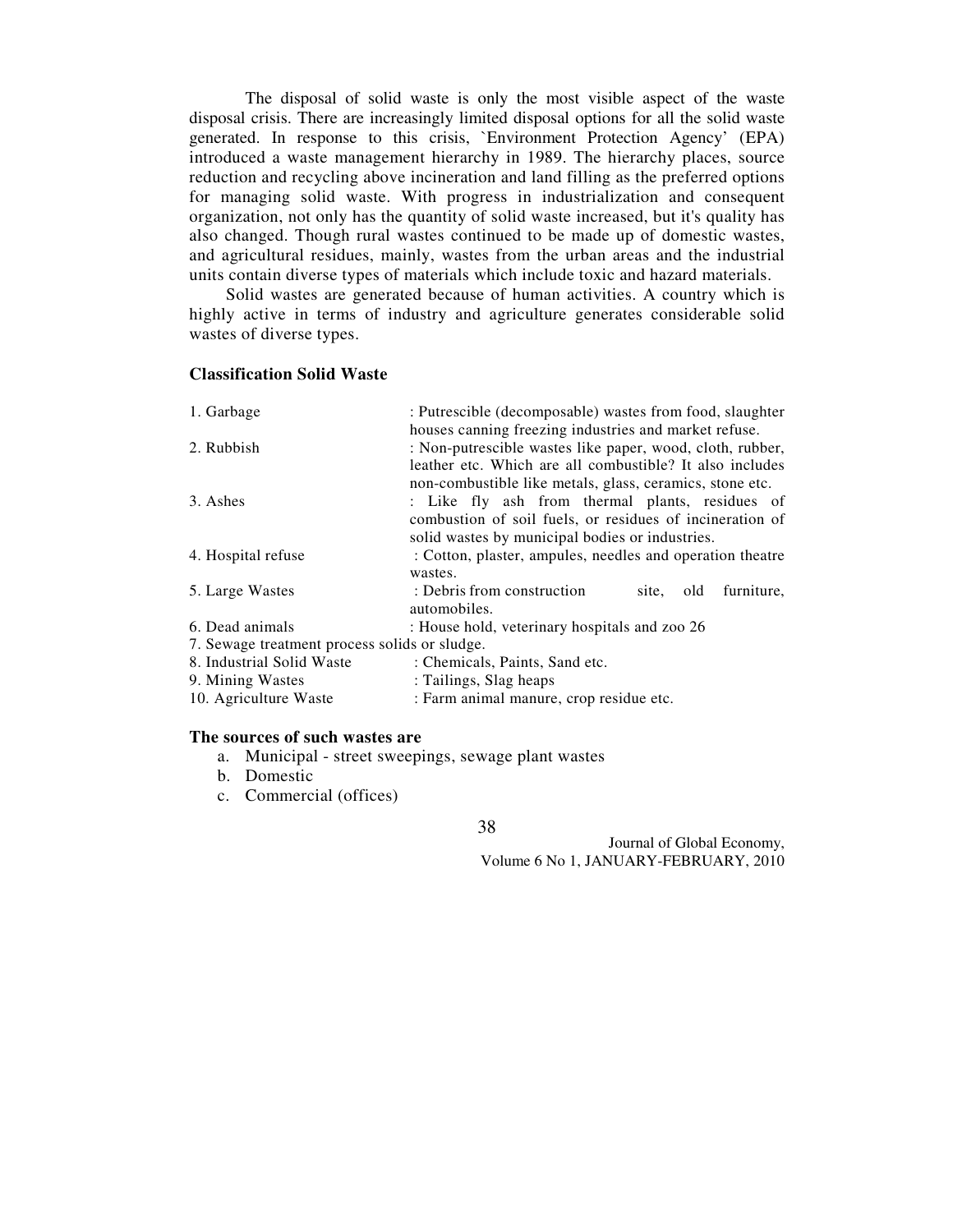The disposal of solid waste is only the most visible aspect of the waste disposal crisis. There are increasingly limited disposal options for all the solid waste generated. In response to this crisis, `Environment Protection Agency' (EPA) introduced a waste management hierarchy in 1989. The hierarchy places, source reduction and recycling above incineration and land filling as the preferred options for managing solid waste. With progress in industrialization and consequent organization, not only has the quantity of solid waste increased, but it's quality has also changed. Though rural wastes continued to be made up of domestic wastes, and agricultural residues, mainly, wastes from the urban areas and the industrial units contain diverse types of materials which include toxic and hazard materials.

Solid wastes are generated because of human activities. A country which is highly active in terms of industry and agriculture generates considerable solid wastes of diverse types.

**Classification Solid Waste**

| | |
|---|---|
| 1. Garbage | : Putrescible (decomposable) wastes from food, slaughter houses canning freezing industries and market refuse. |
| 2. Rubbish | : Non-putrescible wastes like paper, wood, cloth, rubber, leather etc. Which are all combustible? It also includes non-combustible like metals, glass, ceramics, stone etc. |
| 3. Ashes | : Like fly ash from thermal plants, residues of combustion of soil fuels, or residues of incineration of solid wastes by municipal bodies or industries. |
| 4. Hospital refuse | : Cotton, plaster, ampules, needles and operation theatre wastes. |
| 5. Large Wastes | : Debris from construction site, old furniture, automobiles. |
| 6. Dead animals | : House hold, veterinary hospitals and zoo 26 |
| 7. Sewage treatment process solids or sludge. | |
| 8. Industrial Solid Waste | : Chemicals, Paints, Sand etc. |
| 9. Mining Wastes | : Tailings, Slag heaps |
| 10. Agriculture Waste | : Farm animal manure, crop residue etc. |

**The sources of such wastes are**

a. Municipal - street sweepings, sewage plant wastes
b. Domestic
c. Commercial (offices)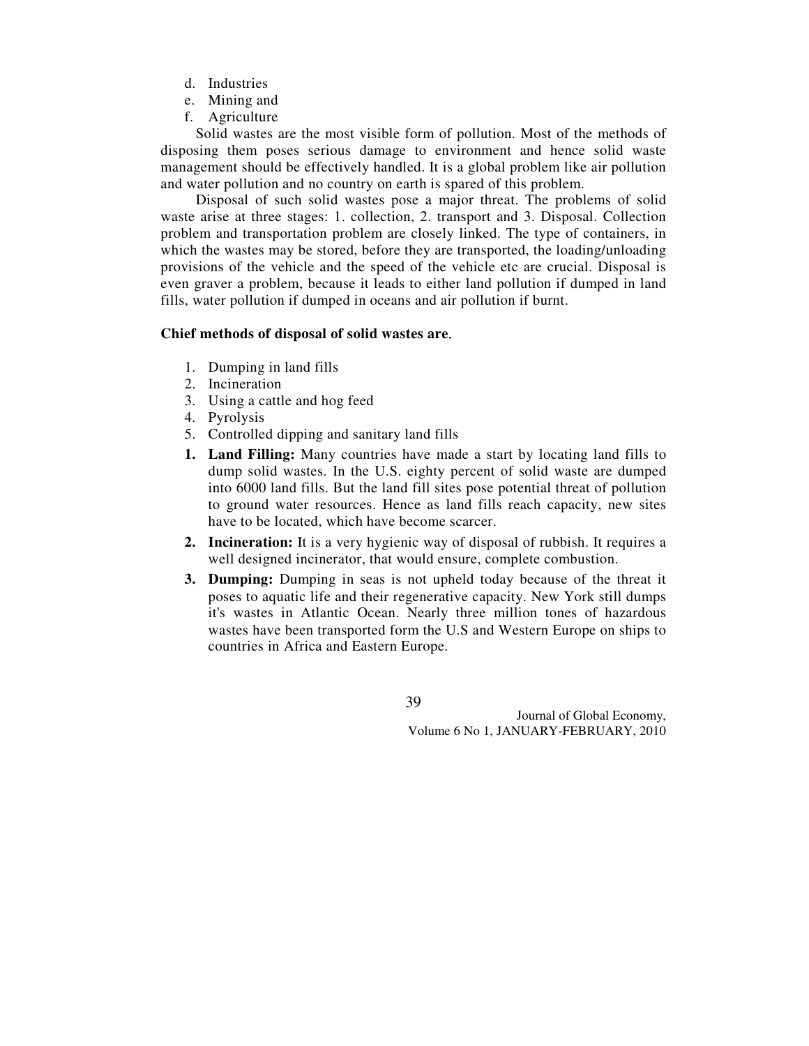d. Industries
e. Mining and
f. Agriculture

Solid wastes are the most visible form of pollution. Most of the methods of disposing them poses serious damage to environment and hence solid waste management should be effectively handled. It is a global problem like air pollution and water pollution and no country on earth is spared of this problem.

Disposal of such solid wastes pose a major threat. The problems of solid waste arise at three stages: 1. collection, 2. transport and 3. Disposal. Collection problem and transportation problem are closely linked. The type of containers, in which the wastes may be stored, before they are transported, the loading/unloading provisions of the vehicle and the speed of the vehicle etc are crucial. Disposal is even graver a problem, because it leads to either land pollution if dumped in land fills, water pollution if dumped in oceans and air pollution if burnt.

**Chief methods of disposal of solid wastes are**,

1. Dumping in land fills
2. Incineration
3. Using a cattle and hog feed
4. Pyrolysis
5. Controlled dipping and sanitary land fills

1. **Land Filling:** Many countries have made a start by locating land fills to dump solid wastes. In the U.S. eighty percent of solid waste are dumped into 6000 land fills. But the land fill sites pose potential threat of pollution to ground water resources. Hence as land fills reach capacity, new sites have to be located, which have become scarcer.
2. **Incineration:** It is a very hygienic way of disposal of rubbish. It requires a well designed incinerator, that would ensure, complete combustion.
3. **Dumping:** Dumping in seas is not upheld today because of the threat it poses to aquatic life and their regenerative capacity. New York still dumps it's wastes in Atlantic Ocean. Nearly three million tones of hazardous wastes have been transported form the U.S and Western Europe on ships to countries in Africa and Eastern Europe.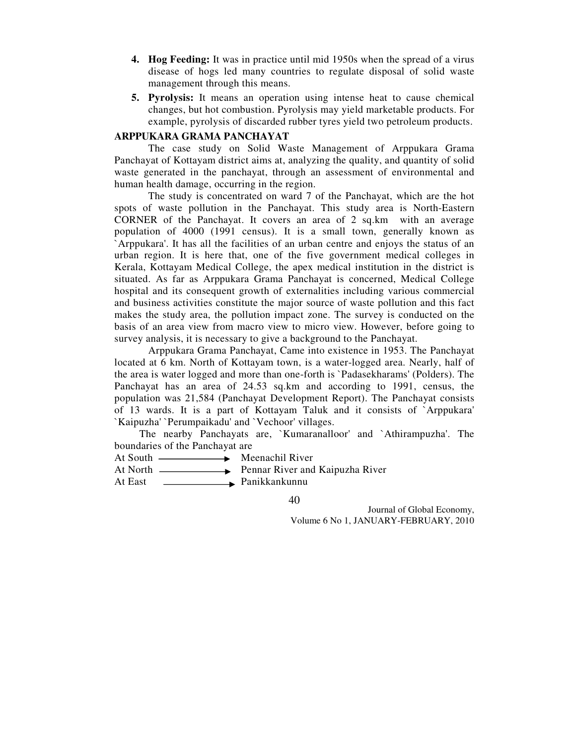4. **Hog Feeding:** It was in practice until mid 1950s when the spread of a virus disease of hogs led many countries to regulate disposal of solid waste management through this means.

5. **Pyrolysis:** It means an operation using intense heat to cause chemical changes, but hot combustion. Pyrolysis may yield marketable products. For example, pyrolysis of discarded rubber tyres yield two petroleum products.

**ARPPUKARA GRAMA PANCHAYAT**

The case study on Solid Waste Management of Arppukara Grama Panchayat of Kottayam district aims at, analyzing the quality, and quantity of solid waste generated in the panchayat, through an assessment of environmental and human health damage, occurring in the region.

The study is concentrated on ward 7 of the Panchayat, which are the hot spots of waste pollution in the Panchayat. This study area is North-Eastern CORNER of the Panchayat. It covers an area of 2 sq.km with an average population of 4000 (1991 census). It is a small town, generally known as `Arppukara'. It has all the facilities of an urban centre and enjoys the status of an urban region. It is here that, one of the five government medical colleges in Kerala, Kottayam Medical College, the apex medical institution in the district is situated. As far as Arppukara Grama Panchayat is concerned, Medical College hospital and its consequent growth of externalities including various commercial and business activities constitute the major source of waste pollution and this fact makes the study area, the pollution impact zone. The survey is conducted on the basis of an area view from macro view to micro view. However, before going to survey analysis, it is necessary to give a background to the Panchayat.

Arppukara Grama Panchayat, Came into existence in 1953. The Panchayat located at 6 km. North of Kottayam town, is a water-logged area. Nearly, half of the area is water logged and more than one-forth is `Padasekharams' (Polders). The Panchayat has an area of 24.53 sq.km and according to 1991, census, the population was 21,584 (Panchayat Development Report). The Panchayat consists of 13 wards. It is a part of Kottayam Taluk and it consists of `Arppukara' `Kaipuzha' `Perumpaikadu' and `Vechoor' villages.

The nearby Panchayats are, `Kumaranalloor' and `Athirampuzha'. The boundaries of the Panchayat are

At South ⟶ Meenachil River  
At North ⟶ Pennar River and Kaipuzha River  
At East ⟶ Panikkankunnu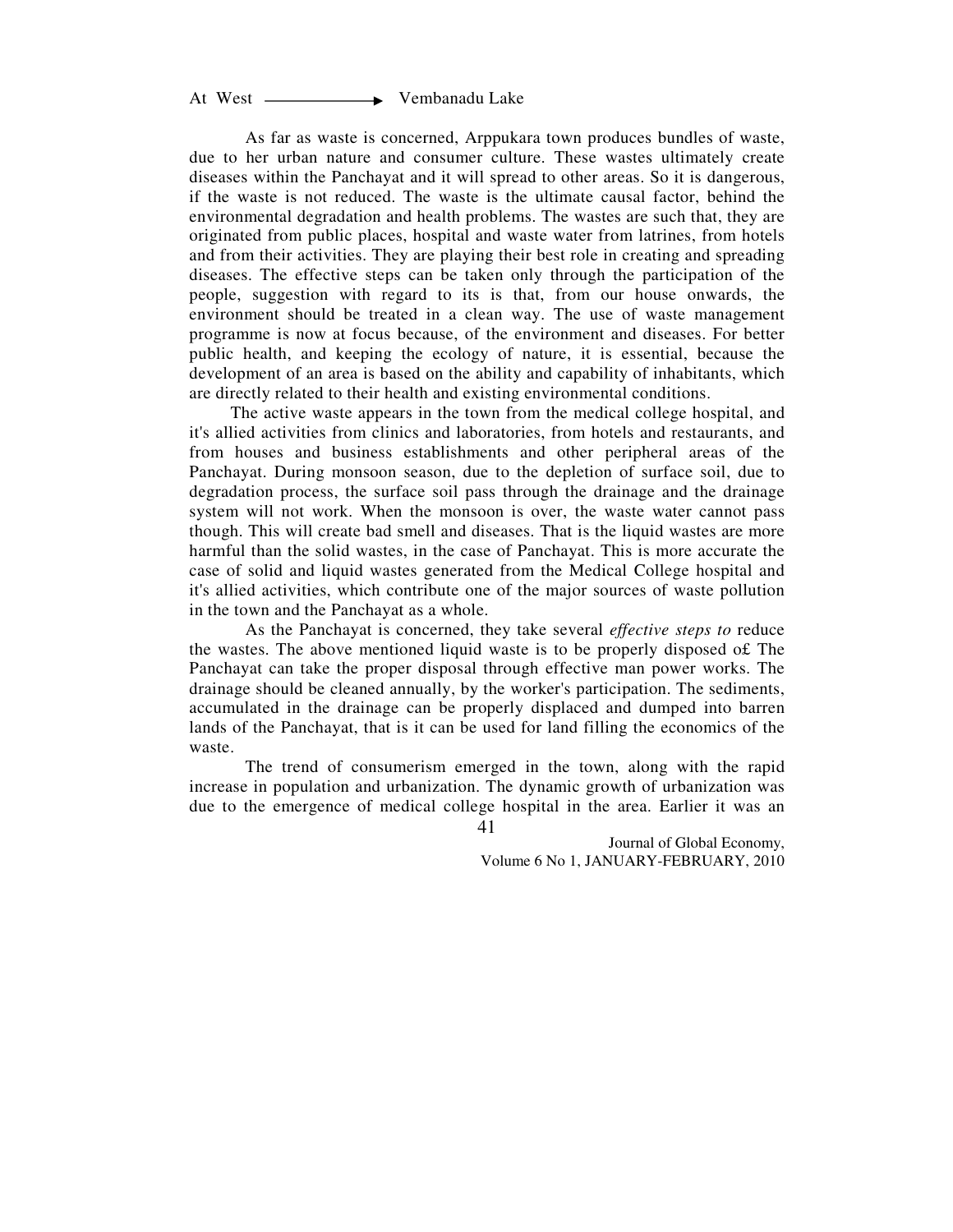At West ⟶ Vembanadu Lake

As far as waste is concerned, Arppukara town produces bundles of waste, due to her urban nature and consumer culture. These wastes ultimately create diseases within the Panchayat and it will spread to other areas. So it is dangerous, if the waste is not reduced. The waste is the ultimate causal factor, behind the environmental degradation and health problems. The wastes are such that, they are originated from public places, hospital and waste water from latrines, from hotels and from their activities. They are playing their best role in creating and spreading diseases. The effective steps can be taken only through the participation of the people, suggestion with regard to its is that, from our house onwards, the environment should be treated in a clean way. The use of waste management programme is now at focus because, of the environment and diseases. For better public health, and keeping the ecology of nature, it is essential, because the development of an area is based on the ability and capability of inhabitants, which are directly related to their health and existing environmental conditions.

The active waste appears in the town from the medical college hospital, and it's allied activities from clinics and laboratories, from hotels and restaurants, and from houses and business establishments and other peripheral areas of the Panchayat. During monsoon season, due to the depletion of surface soil, due to degradation process, the surface soil pass through the drainage and the drainage system will not work. When the monsoon is over, the waste water cannot pass though. This will create bad smell and diseases. That is the liquid wastes are more harmful than the solid wastes, in the case of Panchayat. This is more accurate the case of solid and liquid wastes generated from the Medical College hospital and it's allied activities, which contribute one of the major sources of waste pollution in the town and the Panchayat as a whole.

As the Panchayat is concerned, they take several *effective steps to* reduce the wastes. The above mentioned liquid waste is to be properly disposed o£ The Panchayat can take the proper disposal through effective man power works. The drainage should be cleaned annually, by the worker's participation. The sediments, accumulated in the drainage can be properly displaced and dumped into barren lands of the Panchayat, that is it can be used for land filling the economics of the waste.

The trend of consumerism emerged in the town, along with the rapid increase in population and urbanization. The dynamic growth of urbanization was due to the emergence of medical college hospital in the area. Earlier it was an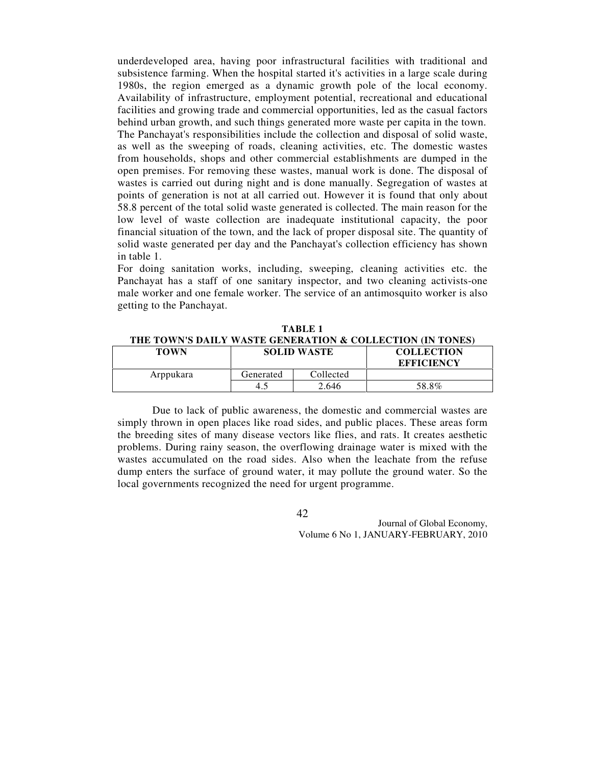underdeveloped area, having poor infrastructural facilities with traditional and subsistence farming. When the hospital started it's activities in a large scale during 1980s, the region emerged as a dynamic growth pole of the local economy. Availability of infrastructure, employment potential, recreational and educational facilities and growing trade and commercial opportunities, led as the casual factors behind urban growth, and such things generated more waste per capita in the town. The Panchayat's responsibilities include the collection and disposal of solid waste, as well as the sweeping of roads, cleaning activities, etc. The domestic wastes from households, shops and other commercial establishments are dumped in the open premises. For removing these wastes, manual work is done. The disposal of wastes is carried out during night and is done manually. Segregation of wastes at points of generation is not at all carried out. However it is found that only about 58.8 percent of the total solid waste generated is collected. The main reason for the low level of waste collection are inadequate institutional capacity, the poor financial situation of the town, and the lack of proper disposal site. The quantity of solid waste generated per day and the Panchayat's collection efficiency has shown in table 1.

For doing sanitation works, including, sweeping, cleaning activities etc. the Panchayat has a staff of one sanitary inspector, and two cleaning activists-one male worker and one female worker. The service of an antimosquito worker is also getting to the Panchayat.

**TABLE 1**
**THE TOWN'S DAILY WASTE GENERATION & COLLECTION (IN TONES)**

| TOWN | SOLID WASTE | | COLLECTION EFFICIENCY |
|---|---|---|---|
| Arppukara | Generated | Collected | |
| | 4.5 | 2.646 | 58.8% |

Due to lack of public awareness, the domestic and commercial wastes are simply thrown in open places like road sides, and public places. These areas form the breeding sites of many disease vectors like flies, and rats. It creates aesthetic problems. During rainy season, the overflowing drainage water is mixed with the wastes accumulated on the road sides. Also when the leachate from the refuse dump enters the surface of ground water, it may pollute the ground water. So the local governments recognized the need for urgent programme.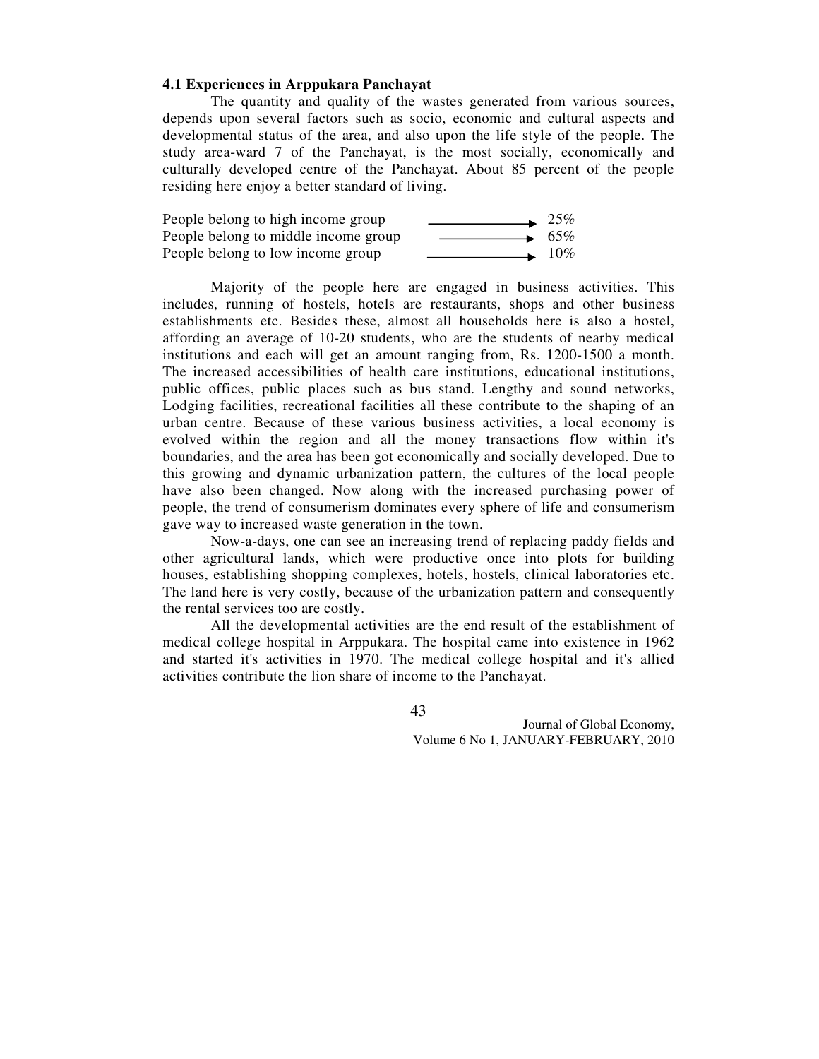### 4.1 Experiences in Arppukara Panchayat

The quantity and quality of the wastes generated from various sources, depends upon several factors such as socio, economic and cultural aspects and developmental status of the area, and also upon the life style of the people. The study area-ward 7 of the Panchayat, is the most socially, economically and culturally developed centre of the Panchayat. About 85 percent of the people residing here enjoy a better standard of living.

People belong to high income group ⟶ 25%
People belong to middle income group ⟶ 65%
People belong to low income group ⟶ 10%

Majority of the people here are engaged in business activities. This includes, running of hostels, hotels are restaurants, shops and other business establishments etc. Besides these, almost all households here is also a hostel, affording an average of 10-20 students, who are the students of nearby medical institutions and each will get an amount ranging from, Rs. 1200-1500 a month. The increased accessibilities of health care institutions, educational institutions, public offices, public places such as bus stand. Lengthy and sound networks, Lodging facilities, recreational facilities all these contribute to the shaping of an urban centre. Because of these various business activities, a local economy is evolved within the region and all the money transactions flow within it's boundaries, and the area has been got economically and socially developed. Due to this growing and dynamic urbanization pattern, the cultures of the local people have also been changed. Now along with the increased purchasing power of people, the trend of consumerism dominates every sphere of life and consumerism gave way to increased waste generation in the town.

Now-a-days, one can see an increasing trend of replacing paddy fields and other agricultural lands, which were productive once into plots for building houses, establishing shopping complexes, hotels, hostels, clinical laboratories etc. The land here is very costly, because of the urbanization pattern and consequently the rental services too are costly.

All the developmental activities are the end result of the establishment of medical college hospital in Arppukara. The hospital came into existence in 1962 and started it's activities in 1970. The medical college hospital and it's allied activities contribute the lion share of income to the Panchayat.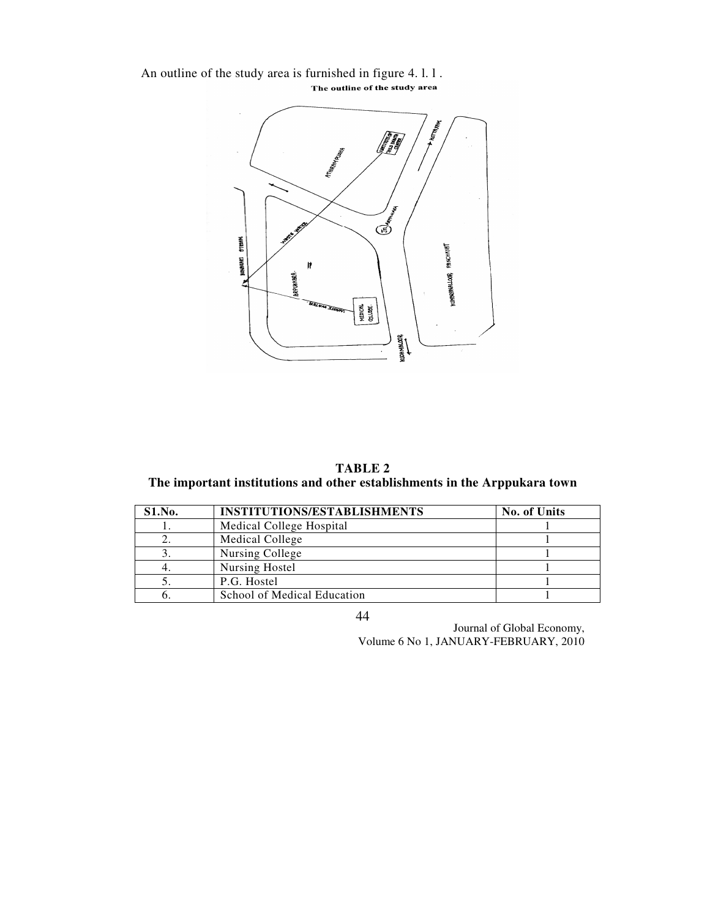An outline of the study area is furnished in figure 4. l. l .

The outline of the study area

**TABLE 2**

**The important institutions and other establishments in the Arppukara town**

| S1.No. | INSTITUTIONS/ESTABLISHMENTS | No. of Units |
|---|---|---|
| 1. | Medical College Hospital | 1 |
| 2. | Medical College | 1 |
| 3. | Nursing College | 1 |
| 4. | Nursing Hostel | 1 |
| 5. | P.G. Hostel | 1 |
| 6. | School of Medical Education | 1 |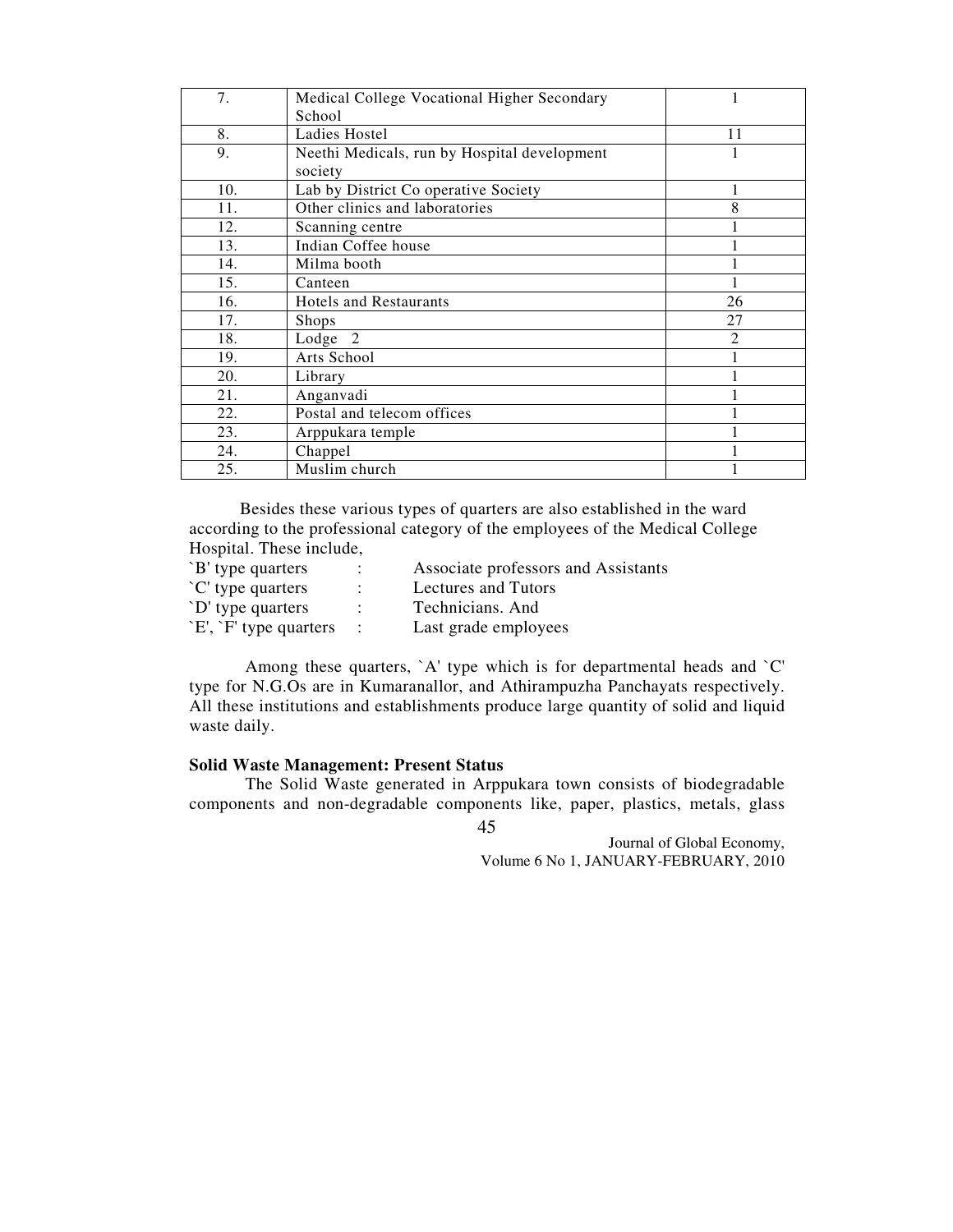| 7. | Medical College Vocational Higher Secondary School | 1 |
|---|---|---|
| 8. | Ladies Hostel | 11 |
| 9. | Neethi Medicals, run by Hospital development society | 1 |
| 10. | Lab by District Co operative Society | 1 |
| 11. | Other clinics and laboratories | 8 |
| 12. | Scanning centre | 1 |
| 13. | Indian Coffee house | 1 |
| 14. | Milma booth | 1 |
| 15. | Canteen | 1 |
| 16. | Hotels and Restaurants | 26 |
| 17. | Shops | 27 |
| 18. | Lodge 2 | 2 |
| 19. | Arts School | 1 |
| 20. | Library | 1 |
| 21. | Anganvadi | 1 |
| 22. | Postal and telecom offices | 1 |
| 23. | Arppukara temple | 1 |
| 24. | Chappel | 1 |
| 25. | Muslim church | 1 |

Besides these various types of quarters are also established in the ward according to the professional category of the employees of the Medical College Hospital. These include,

`B' type quarters : Associate professors and Assistants
`C' type quarters : Lectures and Tutors
`D' type quarters : Technicians. And
`E', `F' type quarters : Last grade employees

Among these quarters, `A' type which is for departmental heads and `C' type for N.G.Os are in Kumaranallor, and Athirampuzha Panchayats respectively. All these institutions and establishments produce large quantity of solid and liquid waste daily.

**Solid Waste Management: Present Status**

The Solid Waste generated in Arppukara town consists of biodegradable components and non-degradable components like, paper, plastics, metals, glass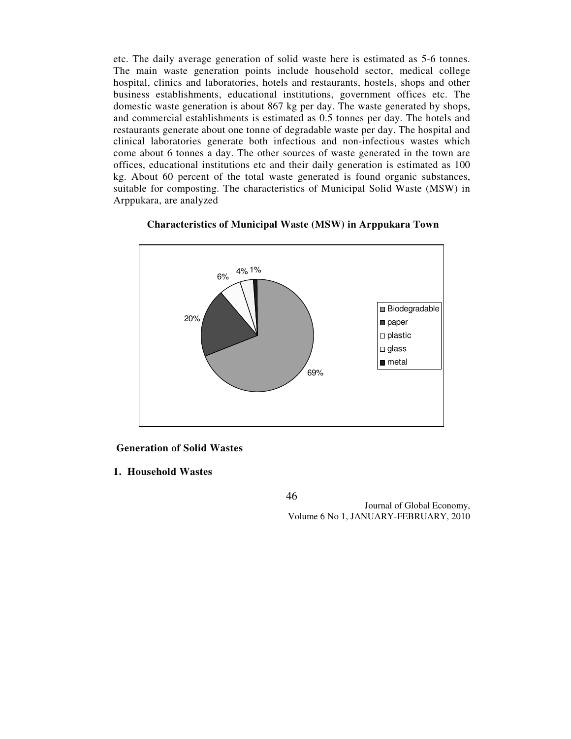etc. The daily average generation of solid waste here is estimated as 5-6 tonnes. The main waste generation points include household sector, medical college hospital, clinics and laboratories, hotels and restaurants, hostels, shops and other business establishments, educational institutions, government offices etc. The domestic waste generation is about 867 kg per day. The waste generated by shops, and commercial establishments is estimated as 0.5 tonnes per day. The hotels and restaurants generate about one tonne of degradable waste per day. The hospital and clinical laboratories generate both infectious and non-infectious wastes which come about 6 tonnes a day. The other sources of waste generated in the town are offices, educational institutions etc and their daily generation is estimated as 100 kg. About 60 percent of the total waste generated is found organic substances, suitable for composting. The characteristics of Municipal Solid Waste (MSW) in Arppukara, are analyzed

**Characteristics of Municipal Waste (MSW) in Arppukara Town**

| Component | Percentage |
|---|---|
| Biodegradable | 69% |
| paper | 20% |
| plastic | 6% |
| glass | 4% |
| metal | 1% |

**Generation of Solid Wastes**

**1. Household Wastes**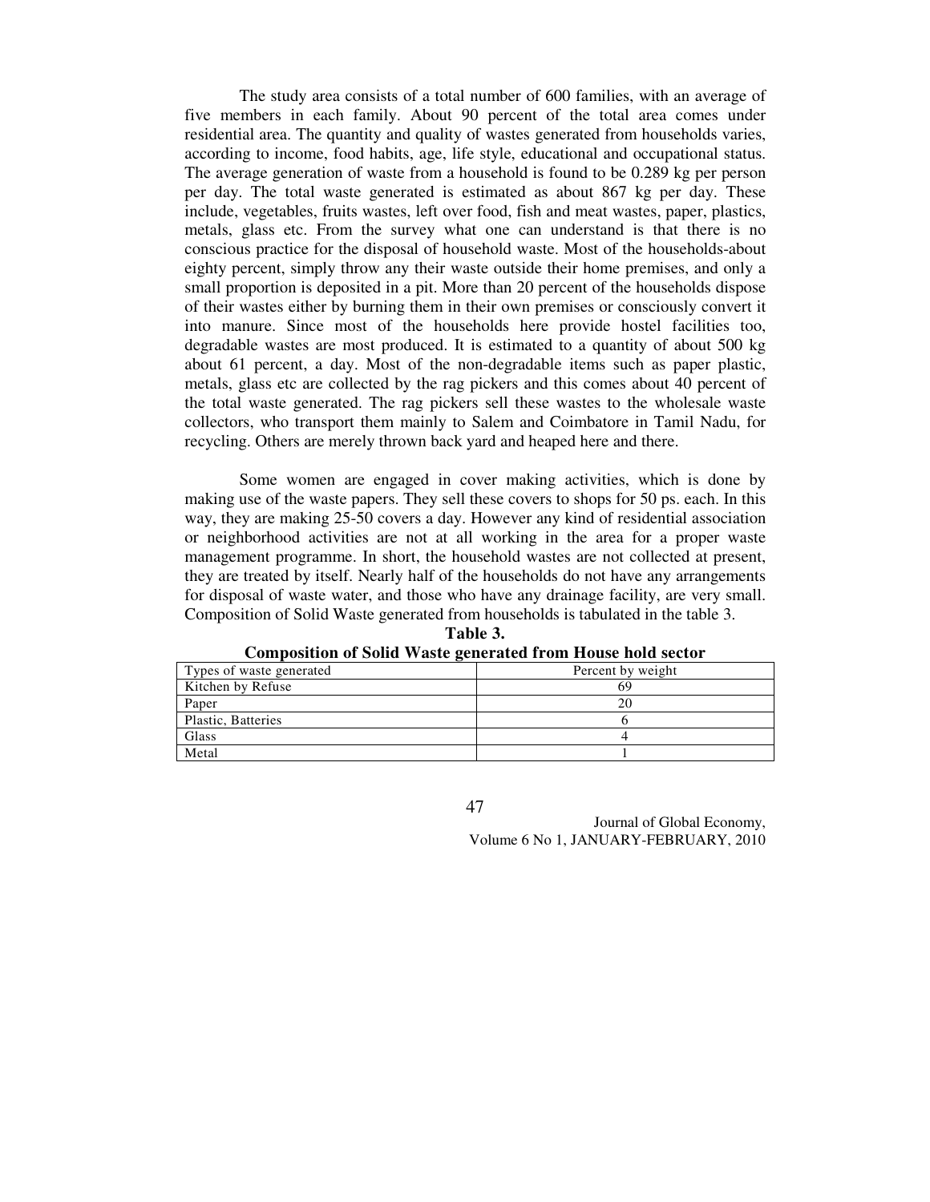The study area consists of a total number of 600 families, with an average of five members in each family. About 90 percent of the total area comes under residential area. The quantity and quality of wastes generated from households varies, according to income, food habits, age, life style, educational and occupational status. The average generation of waste from a household is found to be 0.289 kg per person per day. The total waste generated is estimated as about 867 kg per day. These include, vegetables, fruits wastes, left over food, fish and meat wastes, paper, plastics, metals, glass etc. From the survey what one can understand is that there is no conscious practice for the disposal of household waste. Most of the households-about eighty percent, simply throw any their waste outside their home premises, and only a small proportion is deposited in a pit. More than 20 percent of the households dispose of their wastes either by burning them in their own premises or consciously convert it into manure. Since most of the households here provide hostel facilities too, degradable wastes are most produced. It is estimated to a quantity of about 500 kg about 61 percent, a day. Most of the non-degradable items such as paper plastic, metals, glass etc are collected by the rag pickers and this comes about 40 percent of the total waste generated. The rag pickers sell these wastes to the wholesale waste collectors, who transport them mainly to Salem and Coimbatore in Tamil Nadu, for recycling. Others are merely thrown back yard and heaped here and there.

Some women are engaged in cover making activities, which is done by making use of the waste papers. They sell these covers to shops for 50 ps. each. In this way, they are making 25-50 covers a day. However any kind of residential association or neighborhood activities are not at all working in the area for a proper waste management programme. In short, the household wastes are not collected at present, they are treated by itself. Nearly half of the households do not have any arrangements for disposal of waste water, and those who have any drainage facility, are very small. Composition of Solid Waste generated from households is tabulated in the table 3.

**Table 3.**

**Composition of Solid Waste generated from House hold sector**

| Types of waste generated | Percent by weight |
|---|---|
| Kitchen by Refuse | 69 |
| Paper | 20 |
| Plastic, Batteries | 6 |
| Glass | 4 |
| Metal | 1 |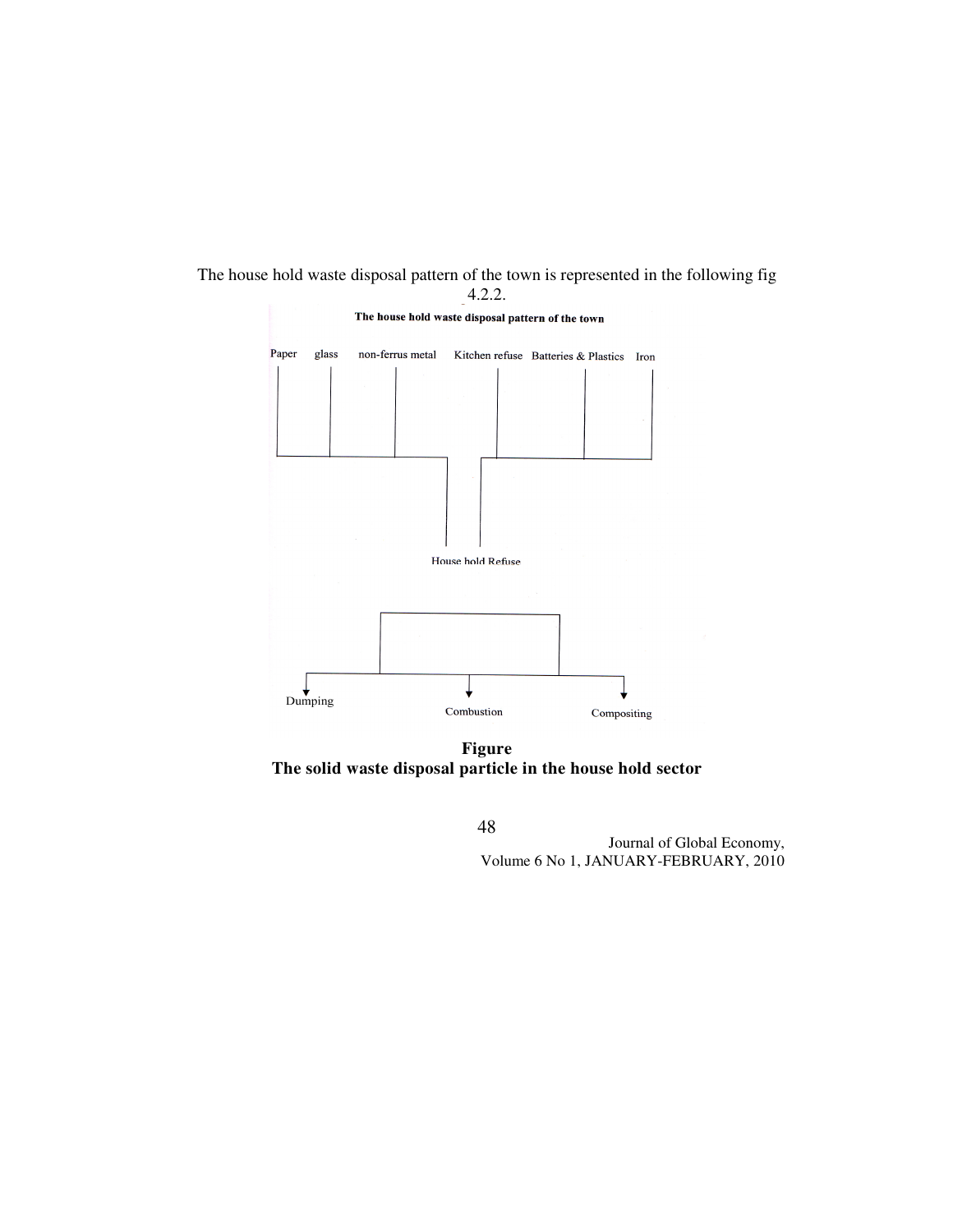The house hold waste disposal pattern of the town is represented in the following fig 4.2.2.

**The house hold waste disposal pattern of the town**

Paper glass non-ferrus metal Kitchen refuse Batteries & Plastics Iron

House hold Refuse

Dumping Combustion Compositing

**Figure**
**The solid waste disposal particle in the house hold sector**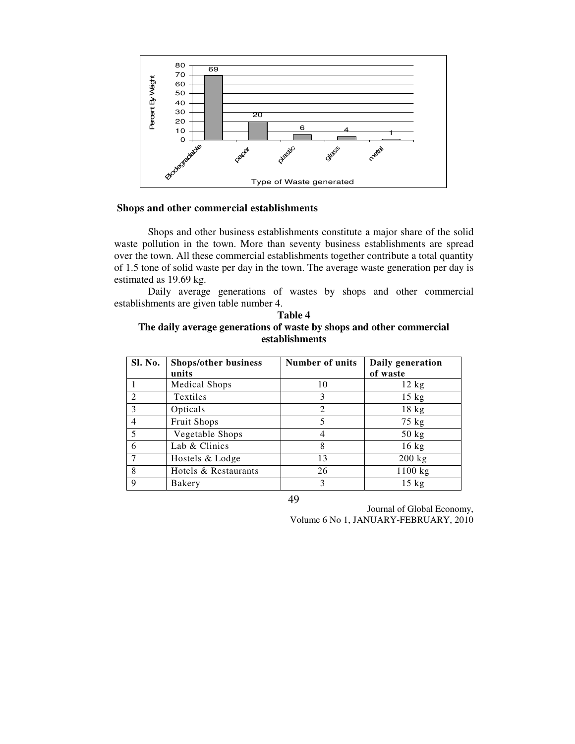**Shops and other commercial establishments**

Shops and other business establishments constitute a major share of the solid waste pollution in the town. More than seventy business establishments are spread over the town. All these commercial establishments together contribute a total quantity of 1.5 tone of solid waste per day in the town. The average waste generation per day is estimated as 19.69 kg.

Daily average generations of wastes by shops and other commercial establishments are given table number 4.

**Table 4**
**The daily average generations of waste by shops and other commercial establishments**

| Sl. No. | Shops/other business units | Number of units | Daily generation of waste |
|---|---|---|---|
| 1 | Medical Shops | 10 | 12 kg |
| 2 | Textiles | 3 | 15 kg |
| 3 | Opticals | 2 | 18 kg |
| 4 | Fruit Shops | 5 | 75 kg |
| 5 | Vegetable Shops | 4 | 50 kg |
| 6 | Lab & Clinics | 8 | 16 kg |
| 7 | Hostels & Lodge | 13 | 200 kg |
| 8 | Hotels & Restaurants | 26 | 1100 kg |
| 9 | Bakery | 3 | 15 kg |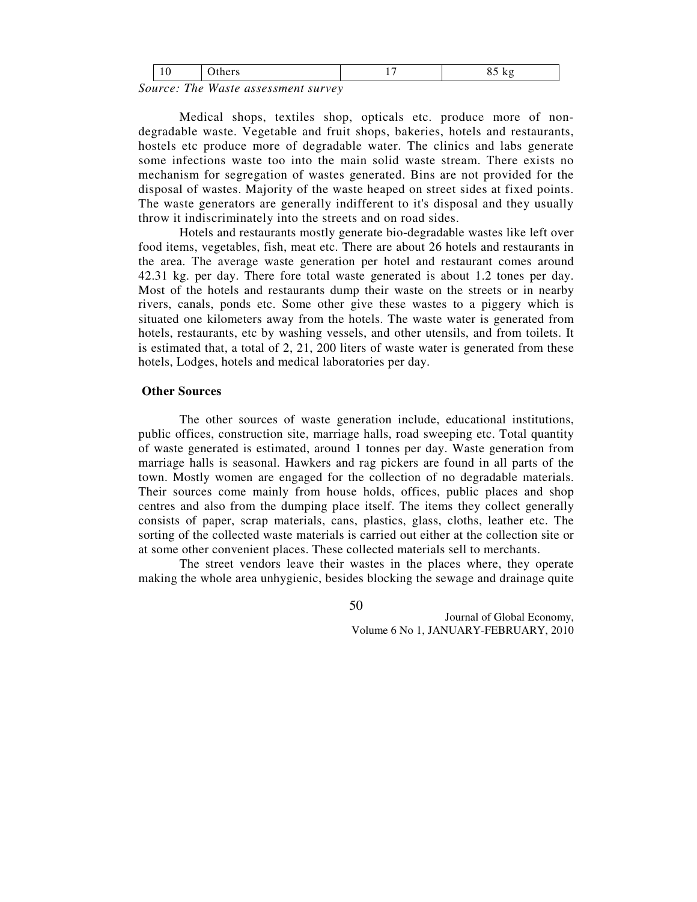| 10 | Others | 17 | 85 kg |
|---|---|---|---|

*Source: The Waste assessment survey*

Medical shops, textiles shop, opticals etc. produce more of non-degradable waste. Vegetable and fruit shops, bakeries, hotels and restaurants, hostels etc produce more of degradable water. The clinics and labs generate some infections waste too into the main solid waste stream. There exists no mechanism for segregation of wastes generated. Bins are not provided for the disposal of wastes. Majority of the waste heaped on street sides at fixed points. The waste generators are generally indifferent to it's disposal and they usually throw it indiscriminately into the streets and on road sides.

Hotels and restaurants mostly generate bio-degradable wastes like left over food items, vegetables, fish, meat etc. There are about 26 hotels and restaurants in the area. The average waste generation per hotel and restaurant comes around 42.31 kg. per day. There fore total waste generated is about 1.2 tones per day. Most of the hotels and restaurants dump their waste on the streets or in nearby rivers, canals, ponds etc. Some other give these wastes to a piggery which is situated one kilometers away from the hotels. The waste water is generated from hotels, restaurants, etc by washing vessels, and other utensils, and from toilets. It is estimated that, a total of 2, 21, 200 liters of waste water is generated from these hotels, Lodges, hotels and medical laboratories per day.

### Other Sources

The other sources of waste generation include, educational institutions, public offices, construction site, marriage halls, road sweeping etc. Total quantity of waste generated is estimated, around 1 tonnes per day. Waste generation from marriage halls is seasonal. Hawkers and rag pickers are found in all parts of the town. Mostly women are engaged for the collection of no degradable materials. Their sources come mainly from house holds, offices, public places and shop centres and also from the dumping place itself. The items they collect generally consists of paper, scrap materials, cans, plastics, glass, cloths, leather etc. The sorting of the collected waste materials is carried out either at the collection site or at some other convenient places. These collected materials sell to merchants.

The street vendors leave their wastes in the places where, they operate making the whole area unhygienic, besides blocking the sewage and drainage quite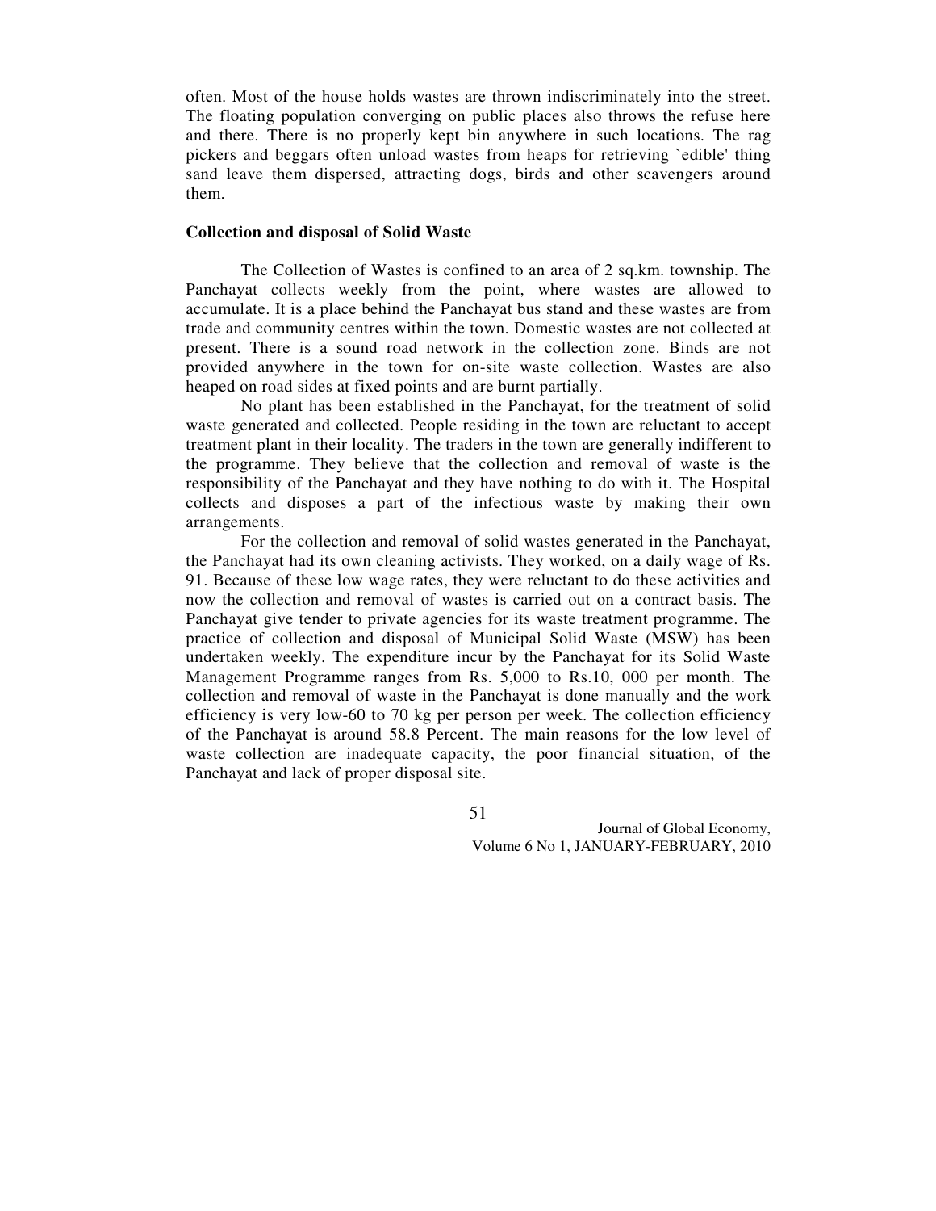often. Most of the house holds wastes are thrown indiscriminately into the street. The floating population converging on public places also throws the refuse here and there. There is no properly kept bin anywhere in such locations. The rag pickers and beggars often unload wastes from heaps for retrieving `edible' thing sand leave them dispersed, attracting dogs, birds and other scavengers around them.

**Collection and disposal of Solid Waste**

The Collection of Wastes is confined to an area of 2 sq.km. township. The Panchayat collects weekly from the point, where wastes are allowed to accumulate. It is a place behind the Panchayat bus stand and these wastes are from trade and community centres within the town. Domestic wastes are not collected at present. There is a sound road network in the collection zone. Binds are not provided anywhere in the town for on-site waste collection. Wastes are also heaped on road sides at fixed points and are burnt partially.

No plant has been established in the Panchayat, for the treatment of solid waste generated and collected. People residing in the town are reluctant to accept treatment plant in their locality. The traders in the town are generally indifferent to the programme. They believe that the collection and removal of waste is the responsibility of the Panchayat and they have nothing to do with it. The Hospital collects and disposes a part of the infectious waste by making their own arrangements.

For the collection and removal of solid wastes generated in the Panchayat, the Panchayat had its own cleaning activists. They worked, on a daily wage of Rs. 91. Because of these low wage rates, they were reluctant to do these activities and now the collection and removal of wastes is carried out on a contract basis. The Panchayat give tender to private agencies for its waste treatment programme. The practice of collection and disposal of Municipal Solid Waste (MSW) has been undertaken weekly. The expenditure incur by the Panchayat for its Solid Waste Management Programme ranges from Rs. 5,000 to Rs.10, 000 per month. The collection and removal of waste in the Panchayat is done manually and the work efficiency is very low-60 to 70 kg per person per week. The collection efficiency of the Panchayat is around 58.8 Percent. The main reasons for the low level of waste collection are inadequate capacity, the poor financial situation, of the Panchayat and lack of proper disposal site.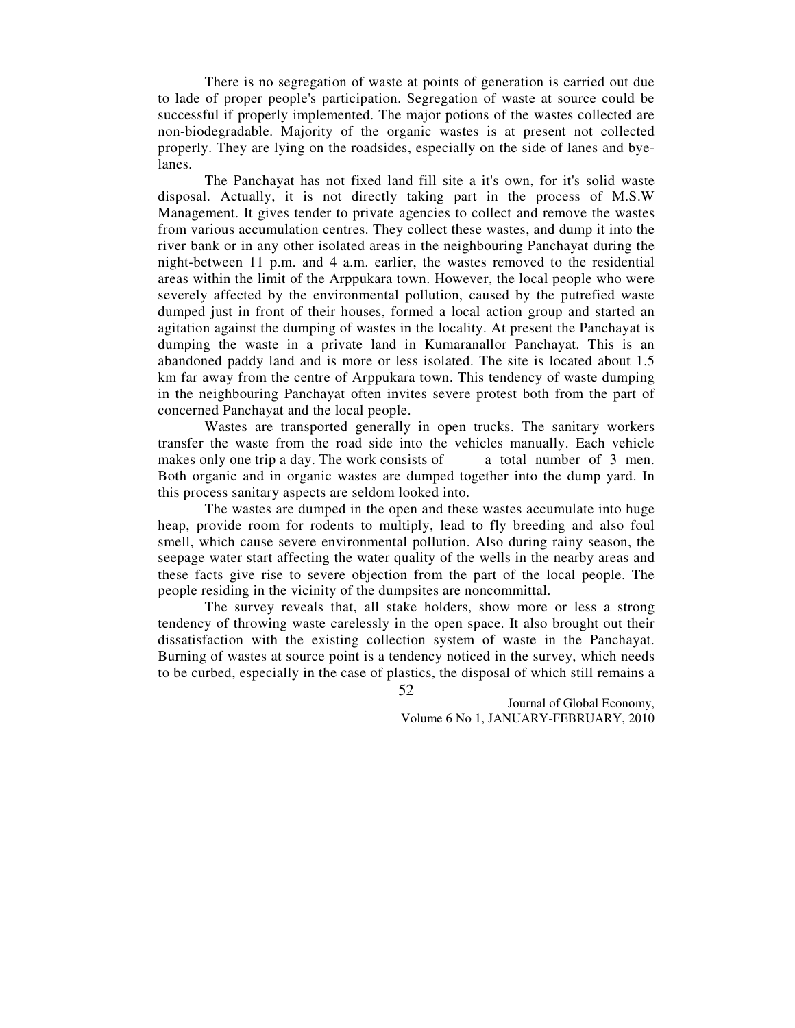There is no segregation of waste at points of generation is carried out due to lade of proper people's participation. Segregation of waste at source could be successful if properly implemented. The major potions of the wastes collected are non-biodegradable. Majority of the organic wastes is at present not collected properly. They are lying on the roadsides, especially on the side of lanes and bye-lanes.

The Panchayat has not fixed land fill site a it's own, for it's solid waste disposal. Actually, it is not directly taking part in the process of M.S.W Management. It gives tender to private agencies to collect and remove the wastes from various accumulation centres. They collect these wastes, and dump it into the river bank or in any other isolated areas in the neighbouring Panchayat during the night-between 11 p.m. and 4 a.m. earlier, the wastes removed to the residential areas within the limit of the Arppukara town. However, the local people who were severely affected by the environmental pollution, caused by the putrefied waste dumped just in front of their houses, formed a local action group and started an agitation against the dumping of wastes in the locality. At present the Panchayat is dumping the waste in a private land in Kumaranallor Panchayat. This is an abandoned paddy land and is more or less isolated. The site is located about 1.5 km far away from the centre of Arppukara town. This tendency of waste dumping in the neighbouring Panchayat often invites severe protest both from the part of concerned Panchayat and the local people.

Wastes are transported generally in open trucks. The sanitary workers transfer the waste from the road side into the vehicles manually. Each vehicle makes only one trip a day. The work consists of a total number of 3 men. Both organic and in organic wastes are dumped together into the dump yard. In this process sanitary aspects are seldom looked into.

The wastes are dumped in the open and these wastes accumulate into huge heap, provide room for rodents to multiply, lead to fly breeding and also foul smell, which cause severe environmental pollution. Also during rainy season, the seepage water start affecting the water quality of the wells in the nearby areas and these facts give rise to severe objection from the part of the local people. The people residing in the vicinity of the dumpsites are noncommittal.

The survey reveals that, all stake holders, show more or less a strong tendency of throwing waste carelessly in the open space. It also brought out their dissatisfaction with the existing collection system of waste in the Panchayat. Burning of wastes at source point is a tendency noticed in the survey, which needs to be curbed, especially in the case of plastics, the disposal of which still remains a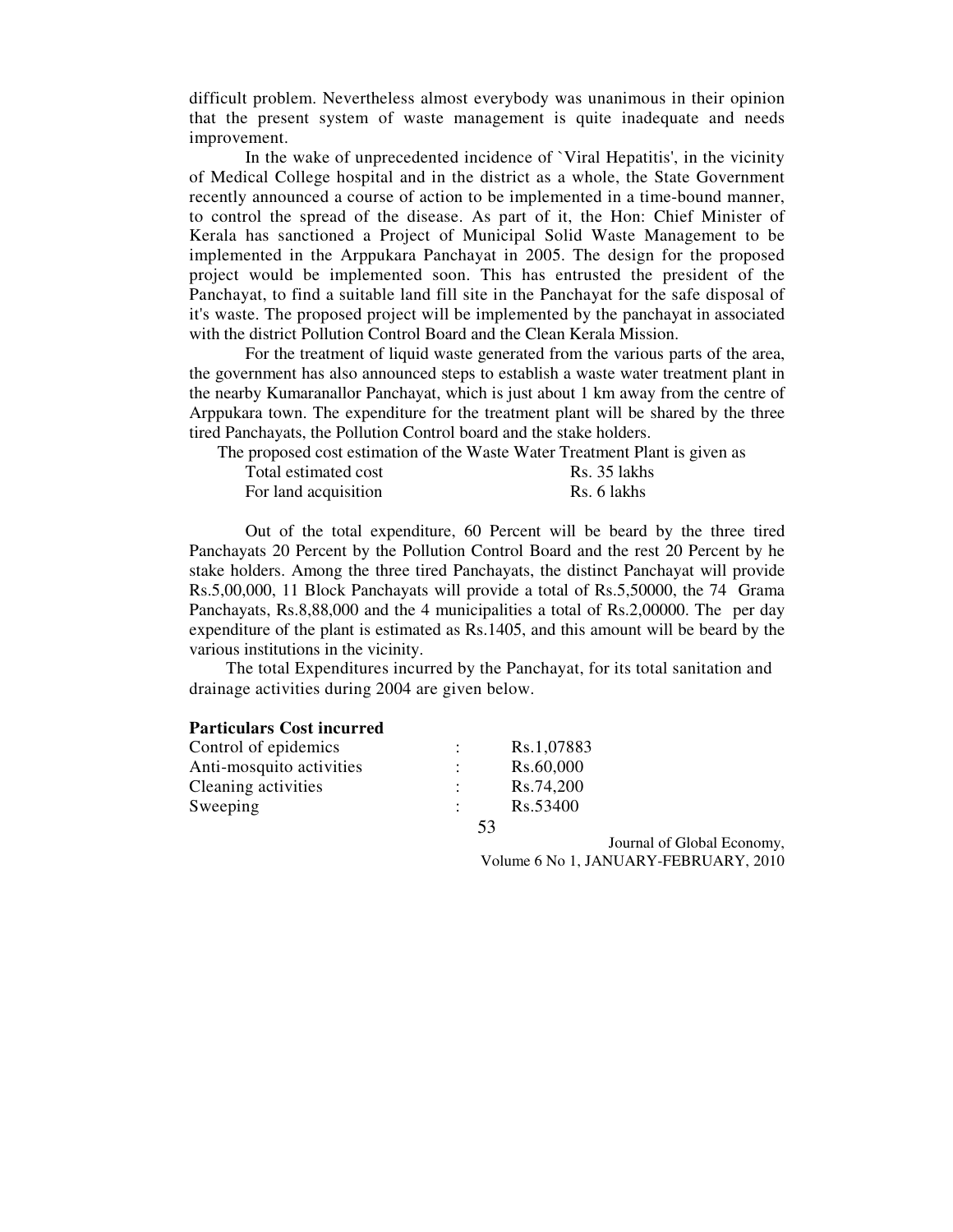difficult problem. Nevertheless almost everybody was unanimous in their opinion that the present system of waste management is quite inadequate and needs improvement.

In the wake of unprecedented incidence of `Viral Hepatitis', in the vicinity of Medical College hospital and in the district as a whole, the State Government recently announced a course of action to be implemented in a time-bound manner, to control the spread of the disease. As part of it, the Hon: Chief Minister of Kerala has sanctioned a Project of Municipal Solid Waste Management to be implemented in the Arppukara Panchayat in 2005. The design for the proposed project would be implemented soon. This has entrusted the president of the Panchayat, to find a suitable land fill site in the Panchayat for the safe disposal of it's waste. The proposed project will be implemented by the panchayat in associated with the district Pollution Control Board and the Clean Kerala Mission.

For the treatment of liquid waste generated from the various parts of the area, the government has also announced steps to establish a waste water treatment plant in the nearby Kumaranallor Panchayat, which is just about 1 km away from the centre of Arppukara town. The expenditure for the treatment plant will be shared by the three tired Panchayats, the Pollution Control board and the stake holders.

The proposed cost estimation of the Waste Water Treatment Plant is given as

| | |
|---|---|
| Total estimated cost | Rs. 35 lakhs |
| For land acquisition | Rs. 6 lakhs |

Out of the total expenditure, 60 Percent will be beard by the three tired Panchayats 20 Percent by the Pollution Control Board and the rest 20 Percent by he stake holders. Among the three tired Panchayats, the distinct Panchayat will provide Rs.5,00,000, 11 Block Panchayats will provide a total of Rs.5,50000, the 74 Grama Panchayats, Rs.8,88,000 and the 4 municipalities a total of Rs.2,00000. The per day expenditure of the plant is estimated as Rs.1405, and this amount will be beard by the various institutions in the vicinity.

The total Expenditures incurred by the Panchayat, for its total sanitation and drainage activities during 2004 are given below.

| **Particulars** | **Cost incurred** |
|---|---|
| Control of epidemics | : Rs.1,07883 |
| Anti-mosquito activities | : Rs.60,000 |
| Cleaning activities | : Rs.74,200 |
| Sweeping | : Rs.53400 |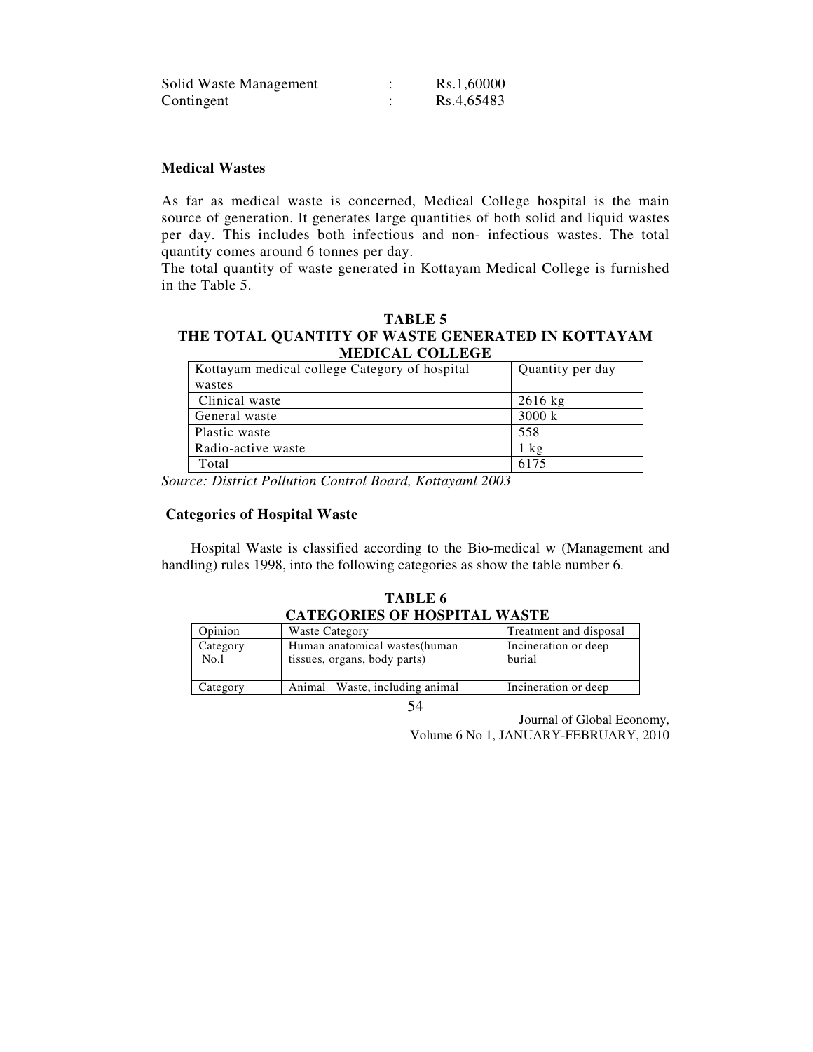| Solid Waste Management | : | Rs.1,60000 |
|---|---|---|
| Contingent | : | Rs.4,65483 |

### Medical Wastes

As far as medical waste is concerned, Medical College hospital is the main source of generation. It generates large quantities of both solid and liquid wastes per day. This includes both infectious and non- infectious wastes. The total quantity comes around 6 tonnes per day.

The total quantity of waste generated in Kottayam Medical College is furnished in the Table 5.

**TABLE 5**
**THE TOTAL QUANTITY OF WASTE GENERATED IN KOTTAYAM MEDICAL COLLEGE**

| Kottayam medical college Category of hospital wastes | Quantity per day |
|---|---|
| Clinical waste | 2616 kg |
| General waste | 3000 k |
| Plastic waste | 558 |
| Radio-active waste | 1 kg |
| Total | 6175 |

*Source: District Pollution Control Board, Kottayaml 2003*

### Categories of Hospital Waste

Hospital Waste is classified according to the Bio-medical w (Management and handling) rules 1998, into the following categories as show the table number 6.

**TABLE 6**
**CATEGORIES OF HOSPITAL WASTE**

| Opinion | Waste Category | Treatment and disposal |
|---|---|---|
| Category No.l | Human anatomical wastes(human tissues, organs, body parts) | Incineration or deep burial |
| Category | Animal Waste, including animal | Incineration or deep |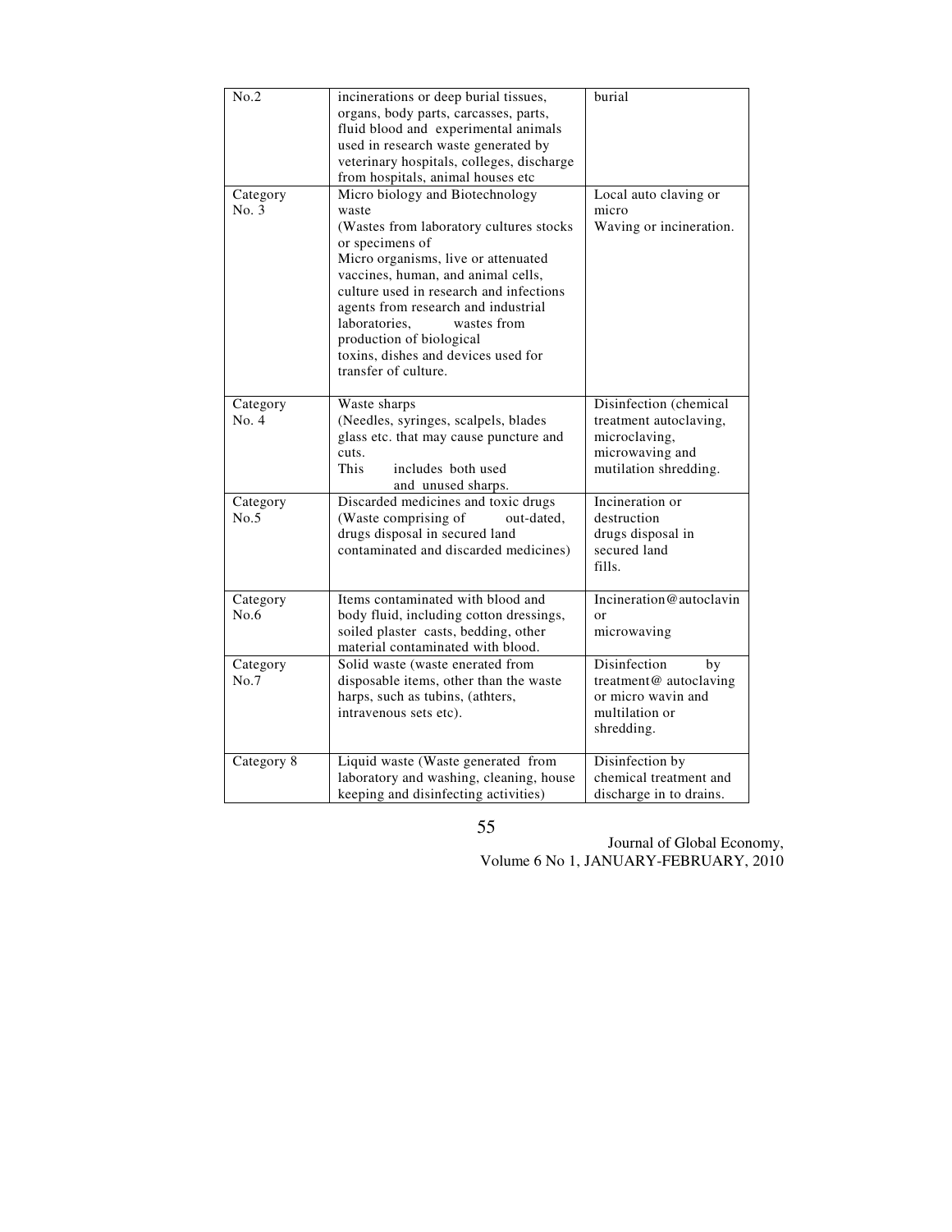| No.2 | incinerations or deep burial tissues, organs, body parts, carcasses, parts, fluid blood and experimental animals used in research waste generated by veterinary hospitals, colleges, discharge from hospitals, animal houses etc | burial |
|---|---|---|
| Category No. 3 | Micro biology and Biotechnology waste (Wastes from laboratory cultures stocks or specimens of Micro organisms, live or attenuated vaccines, human, and animal cells, culture used in research and infections agents from research and industrial laboratories, wastes from production of biological toxins, dishes and devices used for transfer of culture. | Local auto claving or micro Waving or incineration. |
| Category No. 4 | Waste sharps (Needles, syringes, scalpels, blades glass etc. that may cause puncture and cuts. This includes both used and unused sharps. | Disinfection (chemical treatment autoclaving, microclaving, microwaving and mutilation shredding. |
| Category No.5 | Discarded medicines and toxic drugs (Waste comprising of out-dated, drugs disposal in secured land contaminated and discarded medicines) | Incineration or destruction drugs disposal in secured land fills. |
| Category No.6 | Items contaminated with blood and body fluid, including cotton dressings, soiled plaster casts, bedding, other material contaminated with blood. | Incineration@autoclavin or microwaving |
| Category No.7 | Solid waste (waste enerated from disposable items, other than the waste harps, such as tubins, (athters, intravenous sets etc). | Disinfection by treatment@ autoclaving or micro wavin and multilation or shredding. |
| Category 8 | Liquid waste (Waste generated from laboratory and washing, cleaning, house keeping and disinfecting activities) | Disinfection by chemical treatment and discharge in to drains. |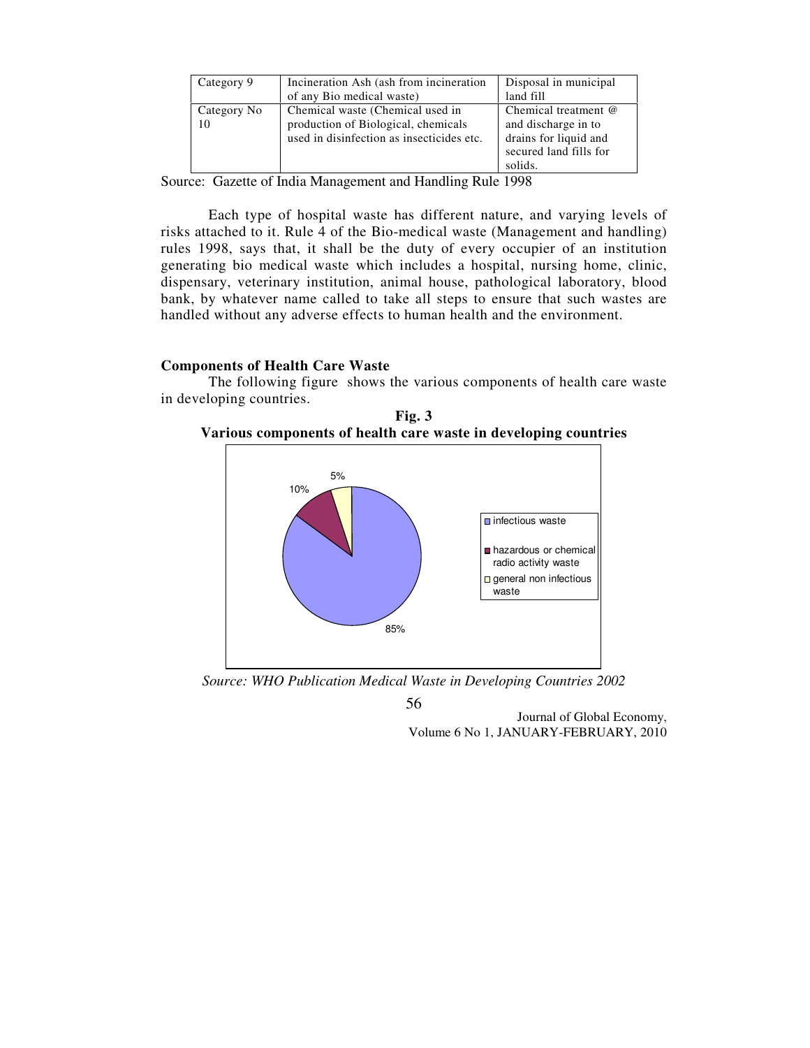| Category 9 | Incineration Ash (ash from incineration of any Bio medical waste) | Disposal in municipal land fill |
|---|---|---|
| Category No 10 | Chemical waste (Chemical used in production of Biological, chemicals used in disinfection as insecticides etc. | Chemical treatment @ and discharge in to drains for liquid and secured land fills for solids. |

Source: Gazette of India Management and Handling Rule 1998

Each type of hospital waste has different nature, and varying levels of risks attached to it. Rule 4 of the Bio-medical waste (Management and handling) rules 1998, says that, it shall be the duty of every occupier of an institution generating bio medical waste which includes a hospital, nursing home, clinic, dispensary, veterinary institution, animal house, pathological laboratory, blood bank, by whatever name called to take all steps to ensure that such wastes are handled without any adverse effects to human health and the environment.

### Components of Health Care Waste

The following figure shows the various components of health care waste in developing countries.

**Fig. 3**

**Various components of health care waste in developing countries**

| Component | Percentage |
|---|---|
| infectious waste | 85% |
| hazardous or chemical radio activity waste | 10% |
| general non infectious waste | 5% |

*Source: WHO Publication Medical Waste in Developing Countries 2002*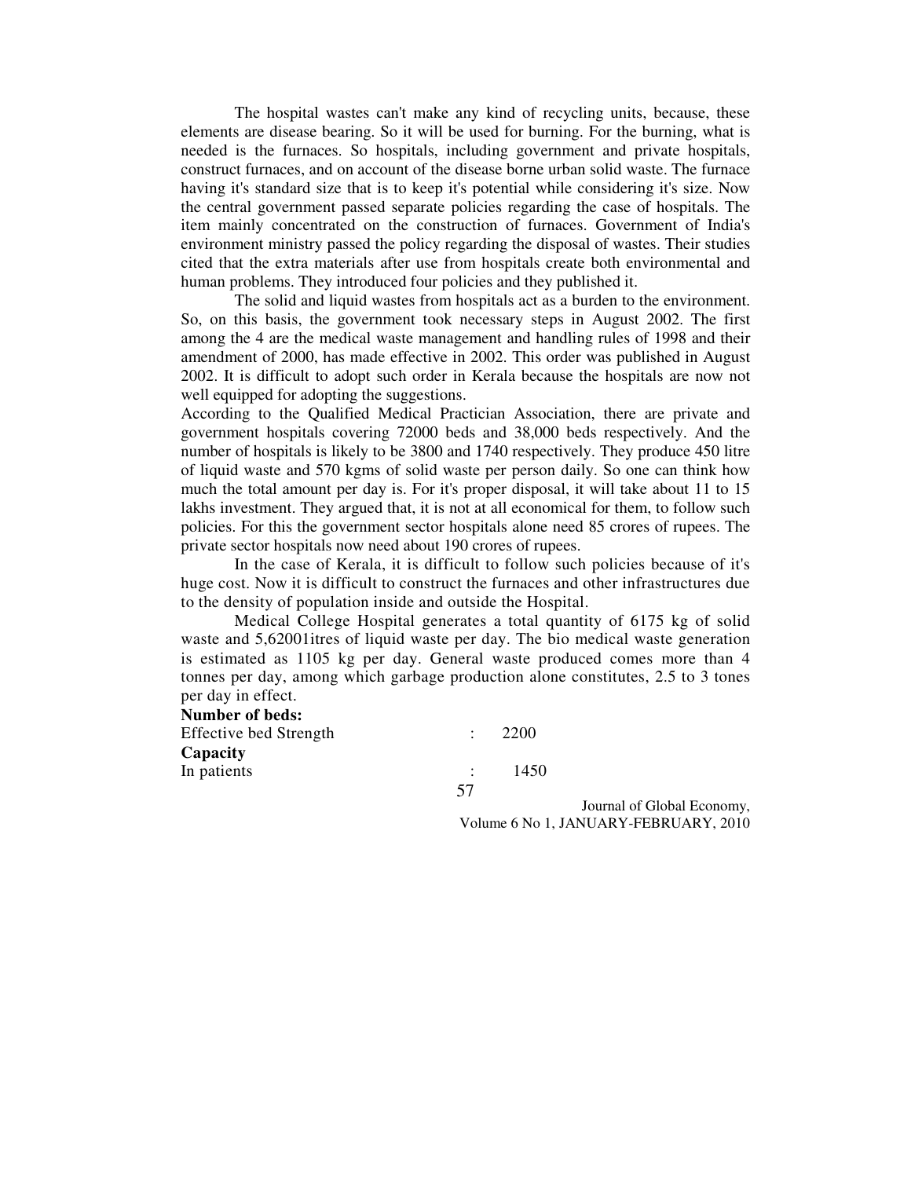The hospital wastes can't make any kind of recycling units, because, these elements are disease bearing. So it will be used for burning. For the burning, what is needed is the furnaces. So hospitals, including government and private hospitals, construct furnaces, and on account of the disease borne urban solid waste. The furnace having it's standard size that is to keep it's potential while considering it's size. Now the central government passed separate policies regarding the case of hospitals. The item mainly concentrated on the construction of furnaces. Government of India's environment ministry passed the policy regarding the disposal of wastes. Their studies cited that the extra materials after use from hospitals create both environmental and human problems. They introduced four policies and they published it.

The solid and liquid wastes from hospitals act as a burden to the environment. So, on this basis, the government took necessary steps in August 2002. The first among the 4 are the medical waste management and handling rules of 1998 and their amendment of 2000, has made effective in 2002. This order was published in August 2002. It is difficult to adopt such order in Kerala because the hospitals are now not well equipped for adopting the suggestions.

According to the Qualified Medical Practician Association, there are private and government hospitals covering 72000 beds and 38,000 beds respectively. And the number of hospitals is likely to be 3800 and 1740 respectively. They produce 450 litre of liquid waste and 570 kgms of solid waste per person daily. So one can think how much the total amount per day is. For it's proper disposal, it will take about 11 to 15 lakhs investment. They argued that, it is not at all economical for them, to follow such policies. For this the government sector hospitals alone need 85 crores of rupees. The private sector hospitals now need about 190 crores of rupees.

In the case of Kerala, it is difficult to follow such policies because of it's huge cost. Now it is difficult to construct the furnaces and other infrastructures due to the density of population inside and outside the Hospital.

Medical College Hospital generates a total quantity of 6175 kg of solid waste and 5,62001itres of liquid waste per day. The bio medical waste generation is estimated as 1105 kg per day. General waste produced comes more than 4 tonnes per day, among which garbage production alone constitutes, 2.5 to 3 tones per day in effect.

**Number of beds:**

Effective bed Strength : 2200

**Capacity**

In patients : 1450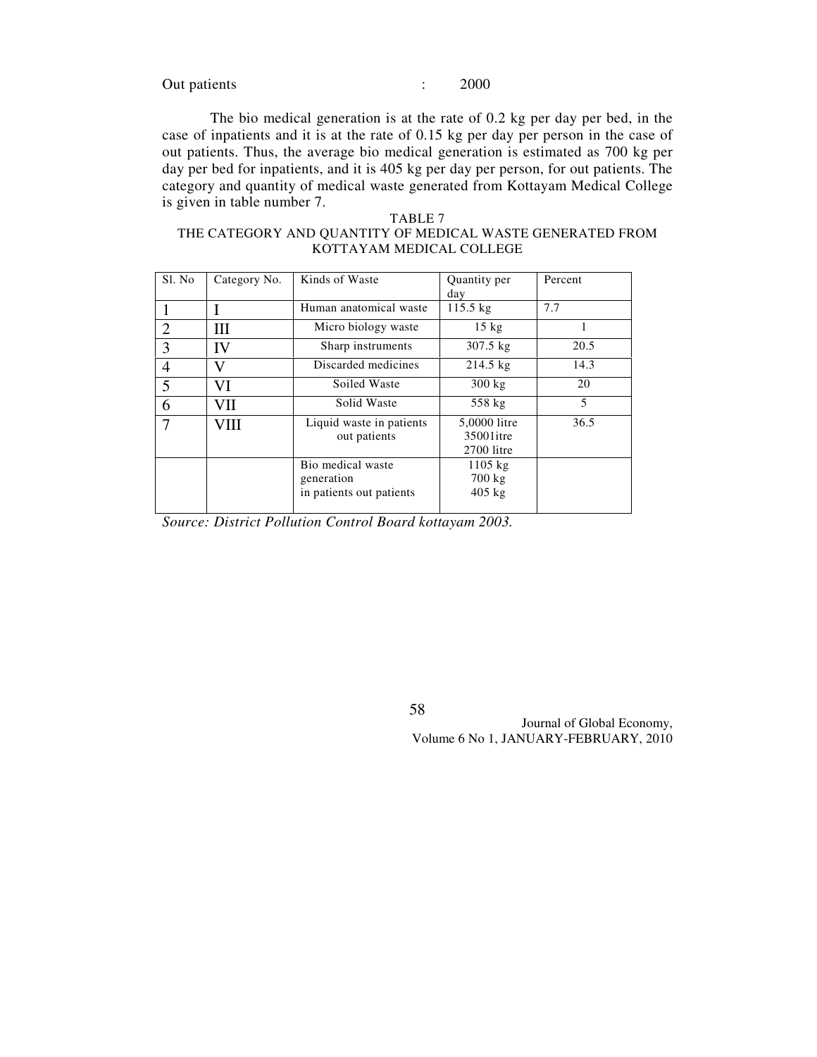Out patients : 2000

The bio medical generation is at the rate of 0.2 kg per day per bed, in the case of inpatients and it is at the rate of 0.15 kg per day per person in the case of out patients. Thus, the average bio medical generation is estimated as 700 kg per day per bed for inpatients, and it is 405 kg per day per person, for out patients. The category and quantity of medical waste generated from Kottayam Medical College is given in table number 7.

TABLE 7
THE CATEGORY AND QUANTITY OF MEDICAL WASTE GENERATED FROM KOTTAYAM MEDICAL COLLEGE

| Sl. No | Category No. | Kinds of Waste | Quantity per day | Percent |
|---|---|---|---|---|
| 1 | I | Human anatomical waste | 115.5 kg | 7.7 |
| 2 | III | Micro biology waste | 15 kg | 1 |
| 3 | IV | Sharp instruments | 307.5 kg | 20.5 |
| 4 | V | Discarded medicines | 214.5 kg | 14.3 |
| 5 | VI | Soiled Waste | 300 kg | 20 |
| 6 | VII | Solid Waste | 558 kg | 5 |
| 7 | VIII | Liquid waste in patients out patients | 5,0000 litre 35001itre 2700 litre | 36.5 |
| | | Bio medical waste generation in patients out patients | 1105 kg 700 kg 405 kg | |

*Source: District Pollution Control Board kottayam 2003.*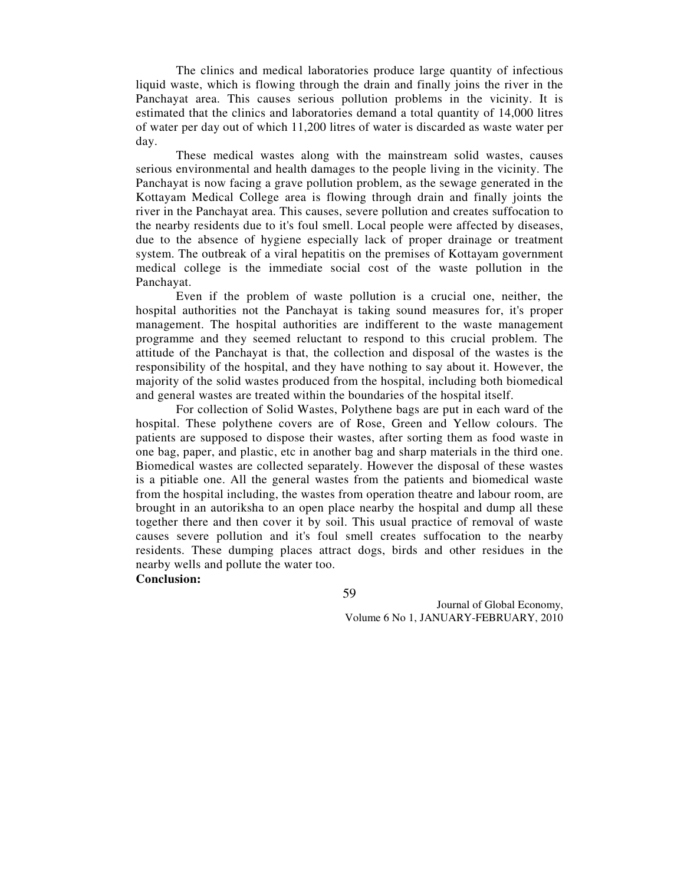The clinics and medical laboratories produce large quantity of infectious liquid waste, which is flowing through the drain and finally joins the river in the Panchayat area. This causes serious pollution problems in the vicinity. It is estimated that the clinics and laboratories demand a total quantity of 14,000 litres of water per day out of which 11,200 litres of water is discarded as waste water per day.

These medical wastes along with the mainstream solid wastes, causes serious environmental and health damages to the people living in the vicinity. The Panchayat is now facing a grave pollution problem, as the sewage generated in the Kottayam Medical College area is flowing through drain and finally joints the river in the Panchayat area. This causes, severe pollution and creates suffocation to the nearby residents due to it's foul smell. Local people were affected by diseases, due to the absence of hygiene especially lack of proper drainage or treatment system. The outbreak of a viral hepatitis on the premises of Kottayam government medical college is the immediate social cost of the waste pollution in the Panchayat.

Even if the problem of waste pollution is a crucial one, neither, the hospital authorities not the Panchayat is taking sound measures for, it's proper management. The hospital authorities are indifferent to the waste management programme and they seemed reluctant to respond to this crucial problem. The attitude of the Panchayat is that, the collection and disposal of the wastes is the responsibility of the hospital, and they have nothing to say about it. However, the majority of the solid wastes produced from the hospital, including both biomedical and general wastes are treated within the boundaries of the hospital itself.

For collection of Solid Wastes, Polythene bags are put in each ward of the hospital. These polythene covers are of Rose, Green and Yellow colours. The patients are supposed to dispose their wastes, after sorting them as food waste in one bag, paper, and plastic, etc in another bag and sharp materials in the third one. Biomedical wastes are collected separately. However the disposal of these wastes is a pitiable one. All the general wastes from the patients and biomedical waste from the hospital including, the wastes from operation theatre and labour room, are brought in an autoriksha to an open place nearby the hospital and dump all these together there and then cover it by soil. This usual practice of removal of waste causes severe pollution and it's foul smell creates suffocation to the nearby residents. These dumping places attract dogs, birds and other residues in the nearby wells and pollute the water too.

**Conclusion:**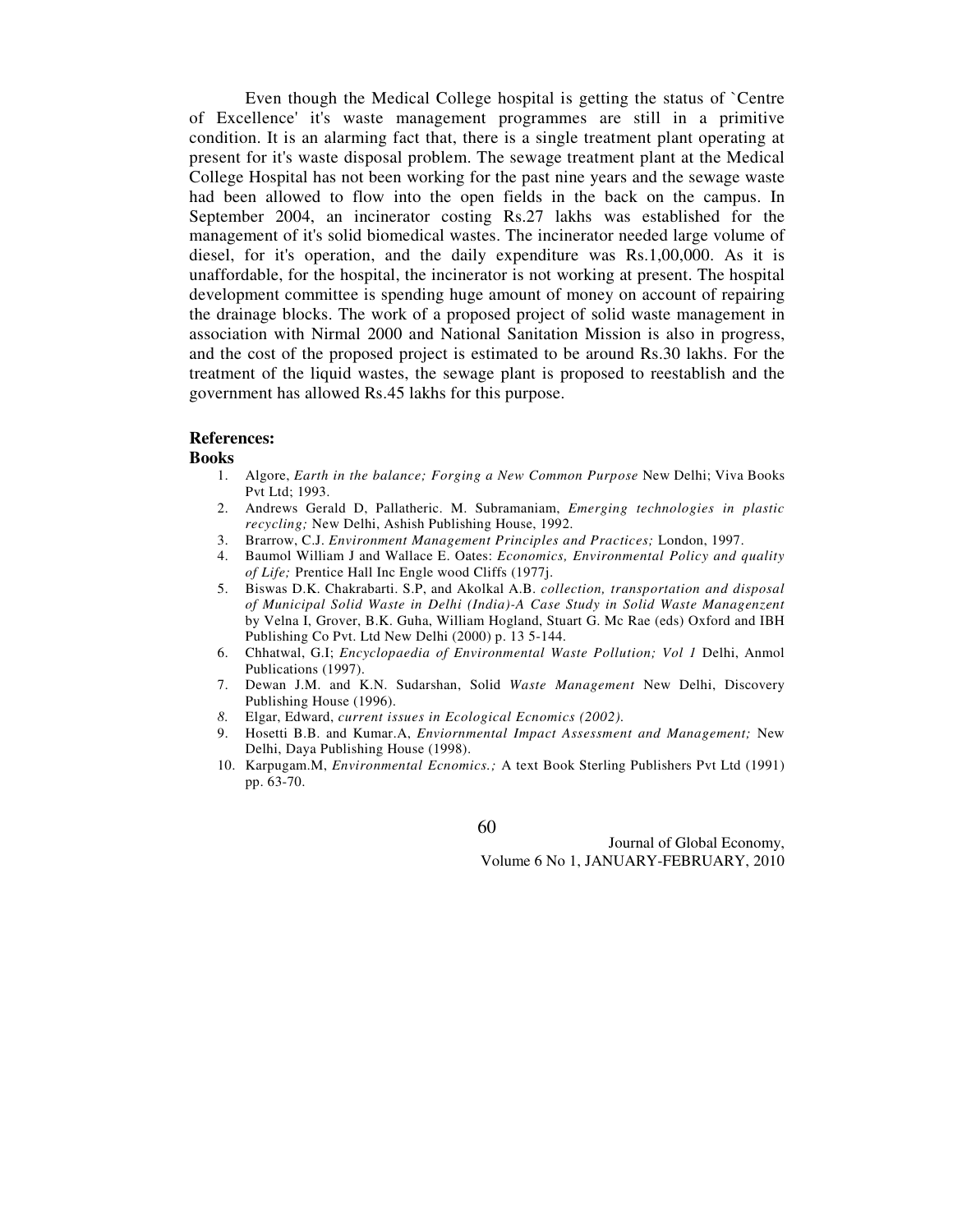Even though the Medical College hospital is getting the status of `Centre of Excellence' it's waste management programmes are still in a primitive condition. It is an alarming fact that, there is a single treatment plant operating at present for it's waste disposal problem. The sewage treatment plant at the Medical College Hospital has not been working for the past nine years and the sewage waste had been allowed to flow into the open fields in the back on the campus. In September 2004, an incinerator costing Rs.27 lakhs was established for the management of it's solid biomedical wastes. The incinerator needed large volume of diesel, for it's operation, and the daily expenditure was Rs.1,00,000. As it is unaffordable, for the hospital, the incinerator is not working at present. The hospital development committee is spending huge amount of money on account of repairing the drainage blocks. The work of a proposed project of solid waste management in association with Nirmal 2000 and National Sanitation Mission is also in progress, and the cost of the proposed project is estimated to be around Rs.30 lakhs. For the treatment of the liquid wastes, the sewage plant is proposed to reestablish and the government has allowed Rs.45 lakhs for this purpose.

## References:

### Books

1. Algore, *Earth in the balance; Forging a New Common Purpose* New Delhi; Viva Books Pvt Ltd; 1993.
2. Andrews Gerald D, Pallatheric. M. Subramaniam, *Emerging technologies in plastic recycling;* New Delhi, Ashish Publishing House, 1992.
3. Brarrow, C.J. *Environment Management Principles and Practices;* London, 1997.
4. Baumol William J and Wallace E. Oates: *Economics, Environmental Policy and quality of Life;* Prentice Hall Inc Engle wood Cliffs (1977j.
5. Biswas D.K. Chakrabarti. S.P, and Akolkal A.B. *collection, transportation and disposal of Municipal Solid Waste in Delhi (India)-A Case Study in Solid Waste Managenzent* by Velna I, Grover, B.K. Guha, William Hogland, Stuart G. Mc Rae (eds) Oxford and IBH Publishing Co Pvt. Ltd New Delhi (2000) p. 13 5-144.
6. Chhatwal, G.I; *Encyclopaedia of Environmental Waste Pollution; Vol 1* Delhi, Anmol Publications (1997).
7. Dewan J.M. and K.N. Sudarshan, Solid *Waste Management* New Delhi, Discovery Publishing House (1996).
8. Elgar, Edward, *current issues in Ecological Ecnomics (2002).*
9. Hosetti B.B. and Kumar.A, *Enviornmental Impact Assessment and Management;* New Delhi, Daya Publishing House (1998).
10. Karpugam.M, *Environmental Ecnomics.;* A text Book Sterling Publishers Pvt Ltd (1991) pp. 63-70.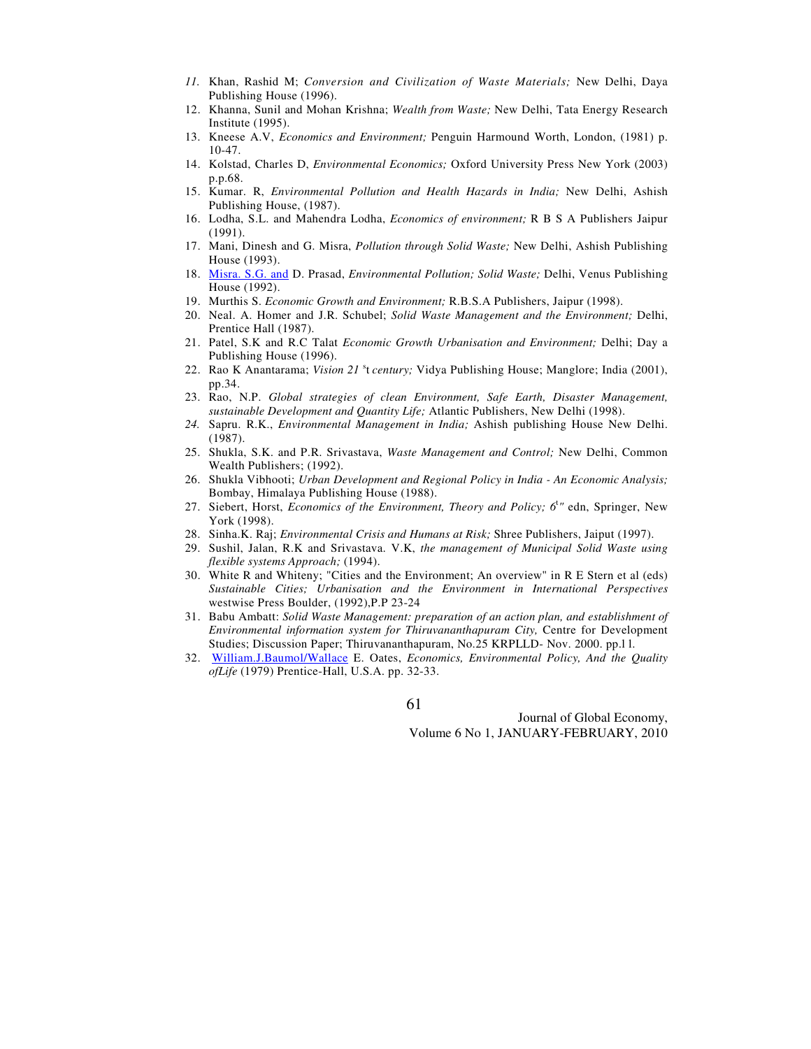11. Khan, Rashid M; *Conversion and Civilization of Waste Materials;* New Delhi, Daya Publishing House (1996).
12. Khanna, Sunil and Mohan Krishna; *Wealth from Waste;* New Delhi, Tata Energy Research Institute (1995).
13. Kneese A.V, *Economics and Environment;* Penguin Harmound Worth, London, (1981) p. 10-47.
14. Kolstad, Charles D, *Environmental Economics;* Oxford University Press New York (2003) p.p.68.
15. Kumar. R, *Environmental Pollution and Health Hazards in India;* New Delhi, Ashish Publishing House, (1987).
16. Lodha, S.L. and Mahendra Lodha, *Economics of environment;* R B S A Publishers Jaipur (1991).
17. Mani, Dinesh and G. Misra, *Pollution through Solid Waste;* New Delhi, Ashish Publishing House (1993).
18. Misra. S.G. and D. Prasad, *Environmental Pollution; Solid Waste;* Delhi, Venus Publishing House (1992).
19. Murthis S. *Economic Growth and Environment;* R.B.S.A Publishers, Jaipur (1998).
20. Neal. A. Homer and J.R. Schubel; *Solid Waste Management and the Environment;* Delhi, Prentice Hall (1987).
21. Patel, S.K and R.C Talat *Economic Growth Urbanisation and Environment;* Delhi; Day a Publishing House (1996).
22. Rao K Anantarama; *Vision 21 <sup>s</sup>t century;* Vidya Publishing House; Manglore; India (2001), pp.34.
23. Rao, N.P. *Global strategies of clean Environment, Safe Earth, Disaster Management, sustainable Development and Quantity Life;* Atlantic Publishers, New Delhi (1998).
24. Sapru. R.K., *Environmental Management in India;* Ashish publishing House New Delhi. (1987).
25. Shukla, S.K. and P.R. Srivastava, *Waste Management and Control;* New Delhi, Common Wealth Publishers; (1992).
26. Shukla Vibhooti; *Urban Development and Regional Policy in India - An Economic Analysis;* Bombay, Himalaya Publishing House (1988).
27. Siebert, Horst, *Economics of the Environment, Theory and Policy; 6<sup>t</sup>"* edn, Springer, New York (1998).
28. Sinha.K. Raj; *Environmental Crisis and Humans at Risk;* Shree Publishers, Jaiput (1997).
29. Sushil, Jalan, R.K and Srivastava. V.K, *the management of Municipal Solid Waste using flexible systems Approach;* (1994).
30. White R and Whiteny; "Cities and the Environment; An overview" in R E Stern et al (eds) *Sustainable Cities; Urbanisation and the Environment in International Perspectives* westwise Press Boulder, (1992),P.P 23-24
31. Babu Ambatt: *Solid Waste Management: preparation of an action plan, and establishment of Environmental information system for Thiruvananthapuram City,* Centre for Development Studies; Discussion Paper; Thiruvananthapuram, No.25 KRPLLD- Nov. 2000. pp.11.
32. William.J.Baumol/Wallace E. Oates, *Economics, Environmental Policy, And the Quality ofLife* (1979) Prentice-Hall, U.S.A. pp. 32-33.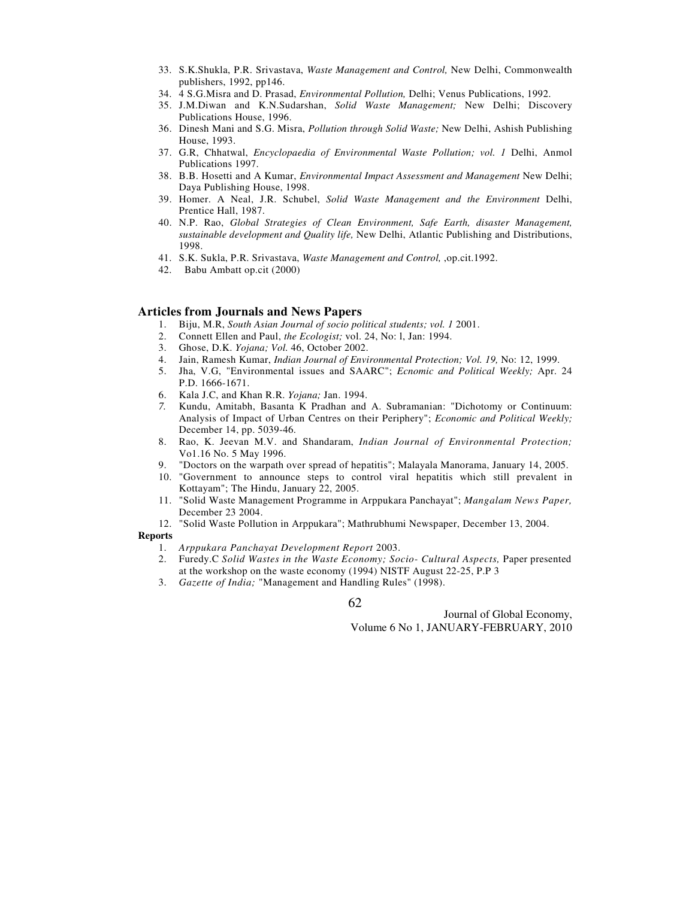33. S.K.Shukla, P.R. Srivastava, *Waste Management and Control,* New Delhi, Commonwealth publishers, 1992, pp146.
34. 4 S.G.Misra and D. Prasad, *Environmental Pollution,* Delhi; Venus Publications, 1992.
35. J.M.Diwan and K.N.Sudarshan, *Solid Waste Management;* New Delhi; Discovery Publications House, 1996.
36. Dinesh Mani and S.G. Misra, *Pollution through Solid Waste;* New Delhi, Ashish Publishing House, 1993.
37. G.R, Chhatwal, *Encyclopaedia of Environmental Waste Pollution; vol. 1* Delhi, Anmol Publications 1997.
38. B.B. Hosetti and A Kumar, *Environmental Impact Assessment and Management* New Delhi; Daya Publishing House, 1998.
39. Homer. A Neal, J.R. Schubel, *Solid Waste Management and the Environment* Delhi, Prentice Hall, 1987.
40. N.P. Rao, *Global Strategies of Clean Environment, Safe Earth, disaster Management, sustainable development and Quality life,* New Delhi, Atlantic Publishing and Distributions, 1998.
41. S.K. Sukla, P.R. Srivastava, *Waste Management and Control,* ,op.cit.1992.
42. Babu Ambatt op.cit (2000)

## Articles from Journals and News Papers

1. Biju, M.R, *South Asian Journal of socio political students; vol. 1* 2001.
2. Connett Ellen and Paul, *the Ecologist;* vol. 24, No: l, Jan: 1994.
3. Ghose, D.K. *Yojana; Vol.* 46, October 2002.
4. Jain, Ramesh Kumar, *Indian Journal of Environmental Protection; Vol. 19,* No: 12, 1999.
5. Jha, V.G, "Environmental issues and SAARC"; *Ecnomic and Political Weekly;* Apr. 24 P.D. 1666-1671.
6. Kala J.C, and Khan R.R. *Yojana;* Jan. 1994.
7. Kundu, Amitabh, Basanta K Pradhan and A. Subramanian: "Dichotomy or Continuum: Analysis of Impact of Urban Centres on their Periphery"; *Economic and Political Weekly;* December 14, pp. 5039-46.
8. Rao, K. Jeevan M.V. and Shandaram, *Indian Journal of Environmental Protection;* Vo1.16 No. 5 May 1996.
9. "Doctors on the warpath over spread of hepatitis"; Malayala Manorama, January 14, 2005.
10. "Government to announce steps to control viral hepatitis which still prevalent in Kottayam"; The Hindu, January 22, 2005.
11. "Solid Waste Management Programme in Arppukara Panchayat"; *Mangalam News Paper,* December 23 2004.
12. "Solid Waste Pollution in Arppukara"; Mathrubhumi Newspaper, December 13, 2004.

**Reports**

1. *Arppukara Panchayat Development Report* 2003.
2. Furedy.C *Solid Wastes in the Waste Economy; Socio- Cultural Aspects,* Paper presented at the workshop on the waste economy (1994) NISTF August 22-25, P.P 3
3. *Gazette of India;* "Management and Handling Rules" (1998).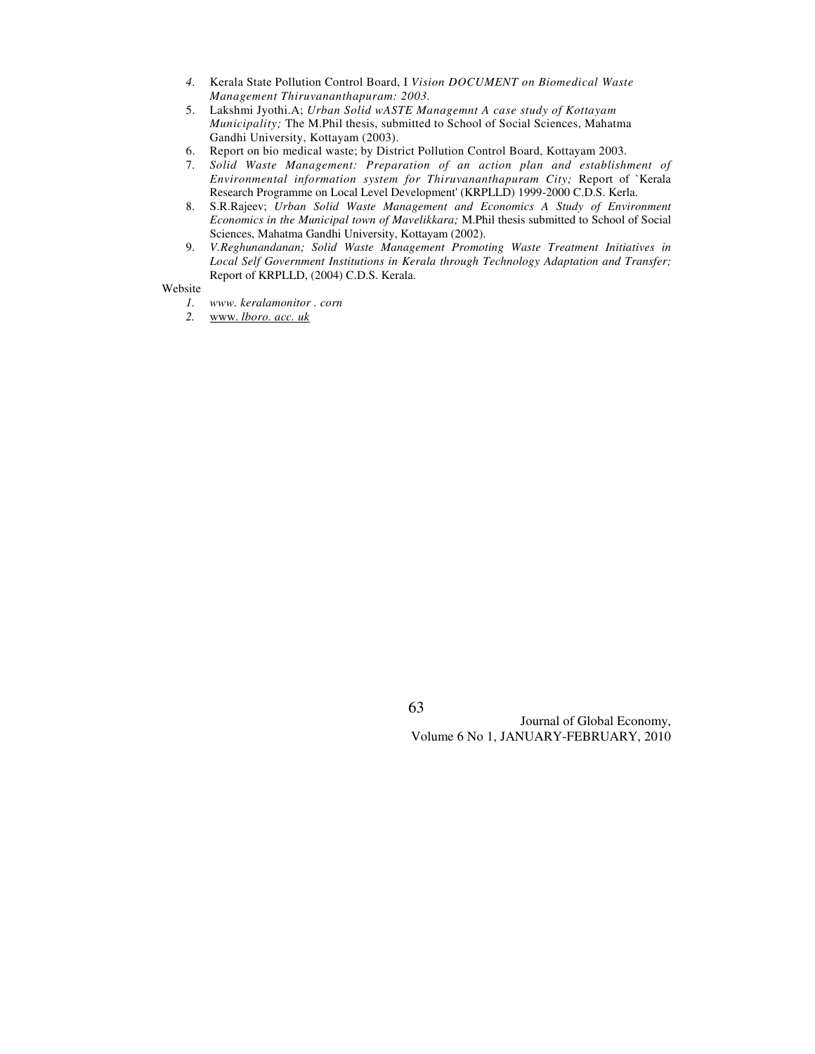4. Kerala State Pollution Control Board, I *Vision DOCUMENT on Biomedical Waste Management Thiruvananthapuram: 2003.*
5. Lakshmi Jyothi.A; *Urban Solid wASTE Managemnt A case study of Kottayam Municipality;* The M.Phil thesis, submitted to School of Social Sciences, Mahatma Gandhi University, Kottayam (2003).
6. Report on bio medical waste; by District Pollution Control Board, Kottayam 2003.
7. *Solid Waste Management: Preparation of an action plan and establishment of Environmental information system for Thiruvananthapuram City;* Report of `Kerala Research Programme on Local Level Development' (KRPLLD) 1999-2000 C.D.S. Kerla.
8. S.R.Rajeev; *Urban Solid Waste Management and Economics A Study of Environment Economics in the Municipal town of Mavelikkara;* M.Phil thesis submitted to School of Social Sciences, Mahatma Gandhi University, Kottayam (2002).
9. *V.Reghunandanan; Solid Waste Management Promoting Waste Treatment Initiatives in Local Self Government Institutions in Kerala through Technology Adaptation and Transfer;* Report of KRPLLD, (2004) C.D.S. Kerala.

Website

1. *www. keralamonitor . corn*
2. www. *lboro. acc. uk*